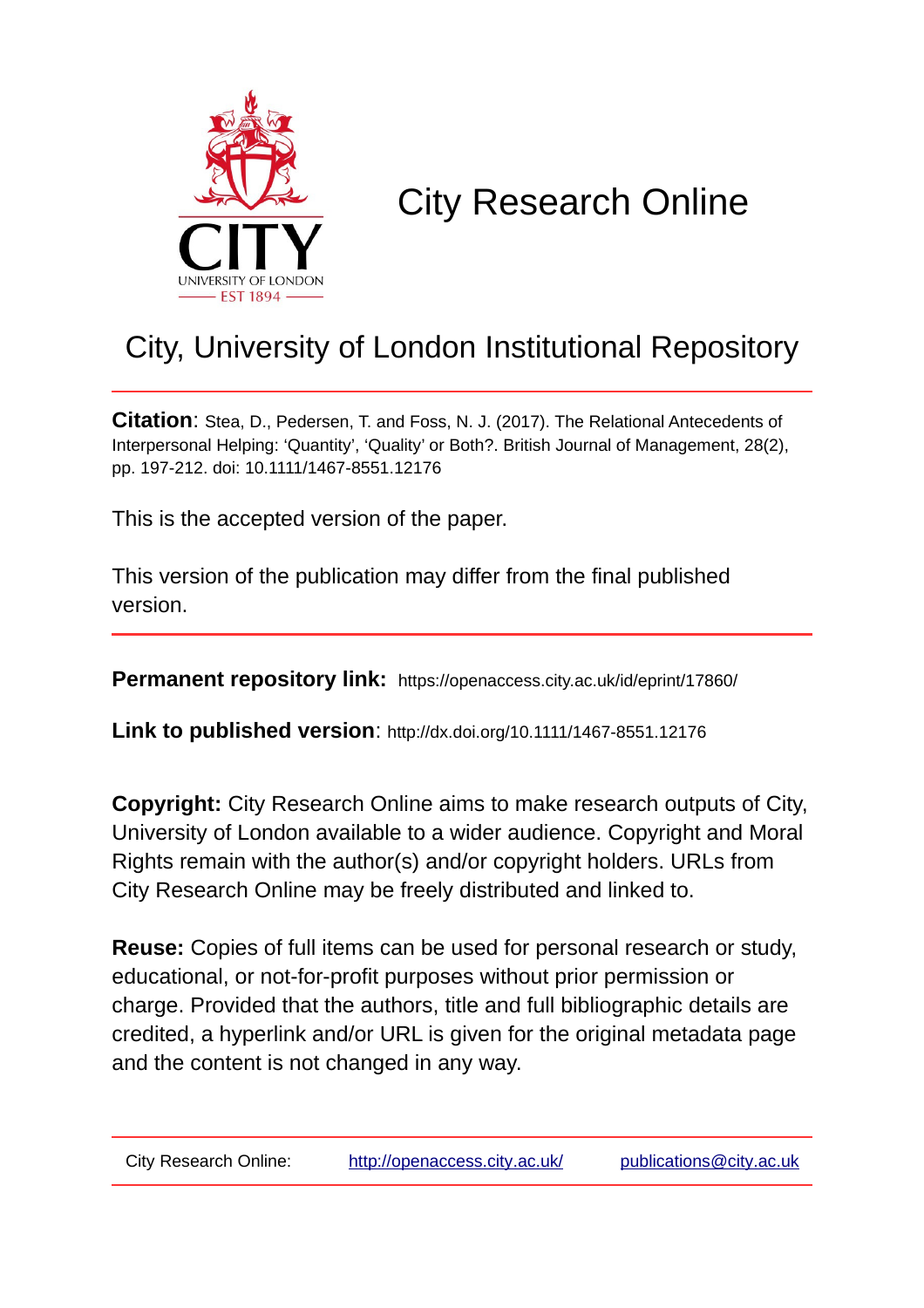# City Research Online

## City, University of London Institutional Repository

**Citation**: Stea, D., Pedersen, T. and Foss, N. J. (2017). The Relational Antecedents of Interpersonal Helping: 'Quantity', 'Quality' or Both?. British Journal of Management, 28(2), pp. 197-212. doi: 10.1111/1467-8551.12176

This is the accepted version of the paper.

This version of the publication may differ from the final published version.

---

**Permanent repository link:** https://openaccess.city.ac.uk/id/eprint/17860/

**Link to published version**: http://dx.doi.org/10.1111/1467-8551.12176

**Copyright:** City Research Online aims to make research outputs of City, University of London available to a wider audience. Copyright and Moral Rights remain with the author(s) and/or copyright holders. URLs from City Research Online may be freely distributed and linked to.

**Reuse:** Copies of full items can be used for personal research or study, educational, or not-for-profit purposes without prior permission or charge. Provided that the authors, title and full bibliographic details are credited, a hyperlink and/or URL is given for the original metadata page and the content is not changed in any way.

---

City Research Online: http://openaccess.city.ac.uk/ publications@city.ac.uk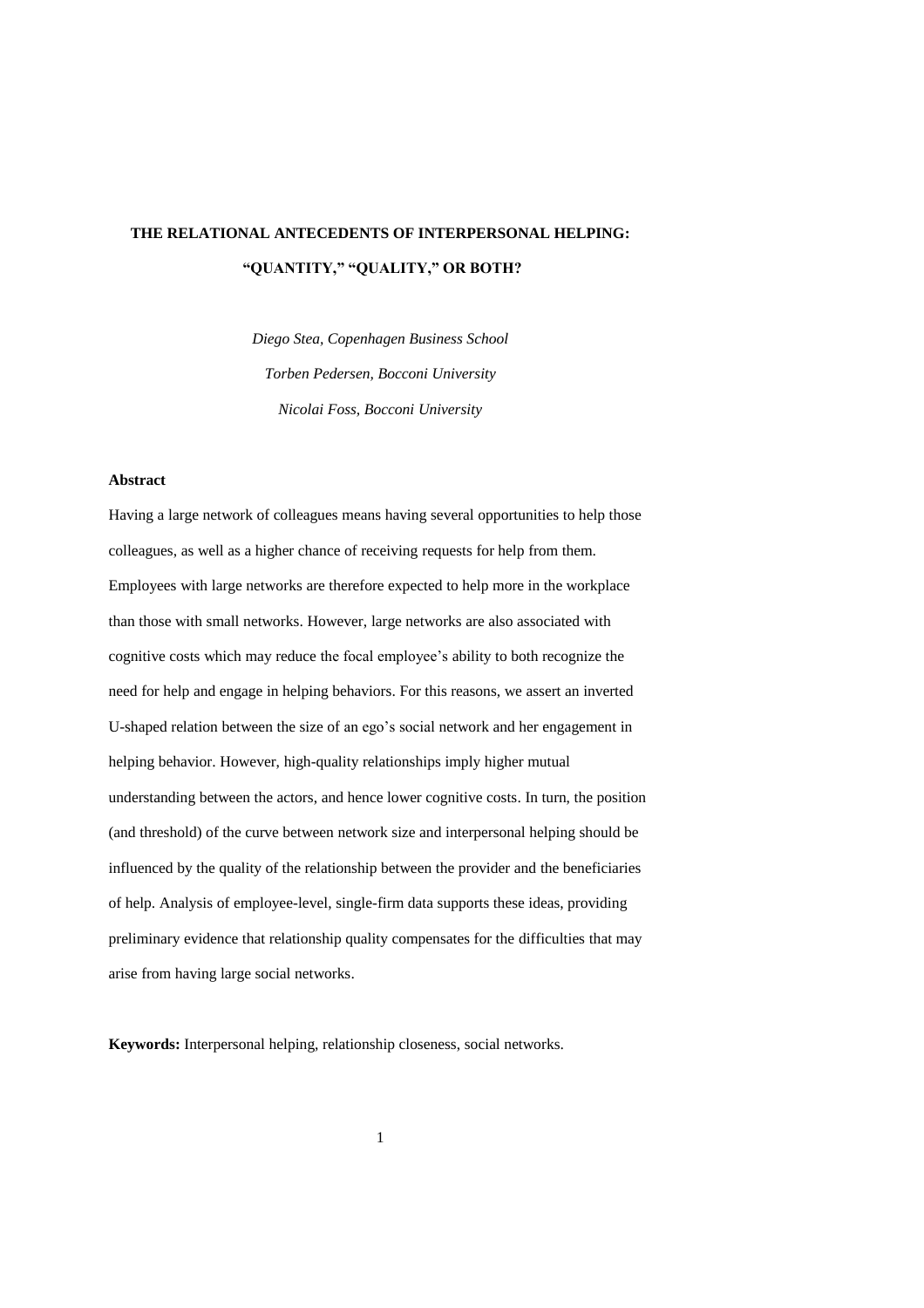# THE RELATIONAL ANTECEDENTS OF INTERPERSONAL HELPING: "QUANTITY," "QUALITY," OR BOTH?

*Diego Stea, Copenhagen Business School*

*Torben Pedersen, Bocconi University*

*Nicolai Foss, Bocconi University*

## Abstract

Having a large network of colleagues means having several opportunities to help those colleagues, as well as a higher chance of receiving requests for help from them. Employees with large networks are therefore expected to help more in the workplace than those with small networks. However, large networks are also associated with cognitive costs which may reduce the focal employee's ability to both recognize the need for help and engage in helping behaviors. For this reasons, we assert an inverted U-shaped relation between the size of an ego's social network and her engagement in helping behavior. However, high-quality relationships imply higher mutual understanding between the actors, and hence lower cognitive costs. In turn, the position (and threshold) of the curve between network size and interpersonal helping should be influenced by the quality of the relationship between the provider and the beneficiaries of help. Analysis of employee-level, single-firm data supports these ideas, providing preliminary evidence that relationship quality compensates for the difficulties that may arise from having large social networks.

**Keywords:** Interpersonal helping, relationship closeness, social networks.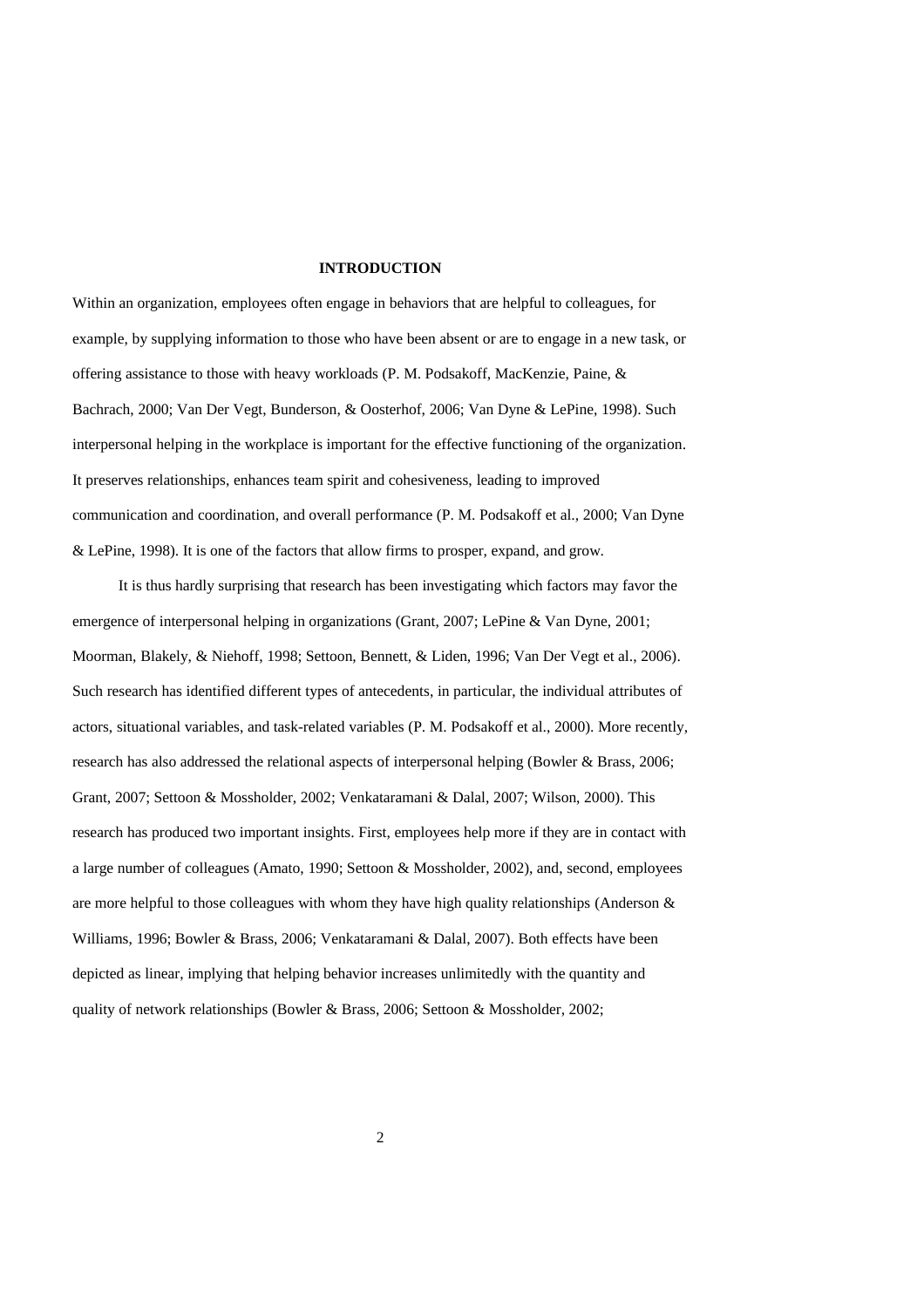# INTRODUCTION

Within an organization, employees often engage in behaviors that are helpful to colleagues, for example, by supplying information to those who have been absent or are to engage in a new task, or offering assistance to those with heavy workloads (P. M. Podsakoff, MacKenzie, Paine, & Bachrach, 2000; Van Der Vegt, Bunderson, & Oosterhof, 2006; Van Dyne & LePine, 1998). Such interpersonal helping in the workplace is important for the effective functioning of the organization. It preserves relationships, enhances team spirit and cohesiveness, leading to improved communication and coordination, and overall performance (P. M. Podsakoff et al., 2000; Van Dyne & LePine, 1998). It is one of the factors that allow firms to prosper, expand, and grow.

It is thus hardly surprising that research has been investigating which factors may favor the emergence of interpersonal helping in organizations (Grant, 2007; LePine & Van Dyne, 2001; Moorman, Blakely, & Niehoff, 1998; Settoon, Bennett, & Liden, 1996; Van Der Vegt et al., 2006). Such research has identified different types of antecedents, in particular, the individual attributes of actors, situational variables, and task-related variables (P. M. Podsakoff et al., 2000). More recently, research has also addressed the relational aspects of interpersonal helping (Bowler & Brass, 2006; Grant, 2007; Settoon & Mossholder, 2002; Venkataramani & Dalal, 2007; Wilson, 2000). This research has produced two important insights. First, employees help more if they are in contact with a large number of colleagues (Amato, 1990; Settoon & Mossholder, 2002), and, second, employees are more helpful to those colleagues with whom they have high quality relationships (Anderson & Williams, 1996; Bowler & Brass, 2006; Venkataramani & Dalal, 2007). Both effects have been depicted as linear, implying that helping behavior increases unlimitedly with the quantity and quality of network relationships (Bowler & Brass, 2006; Settoon & Mossholder, 2002;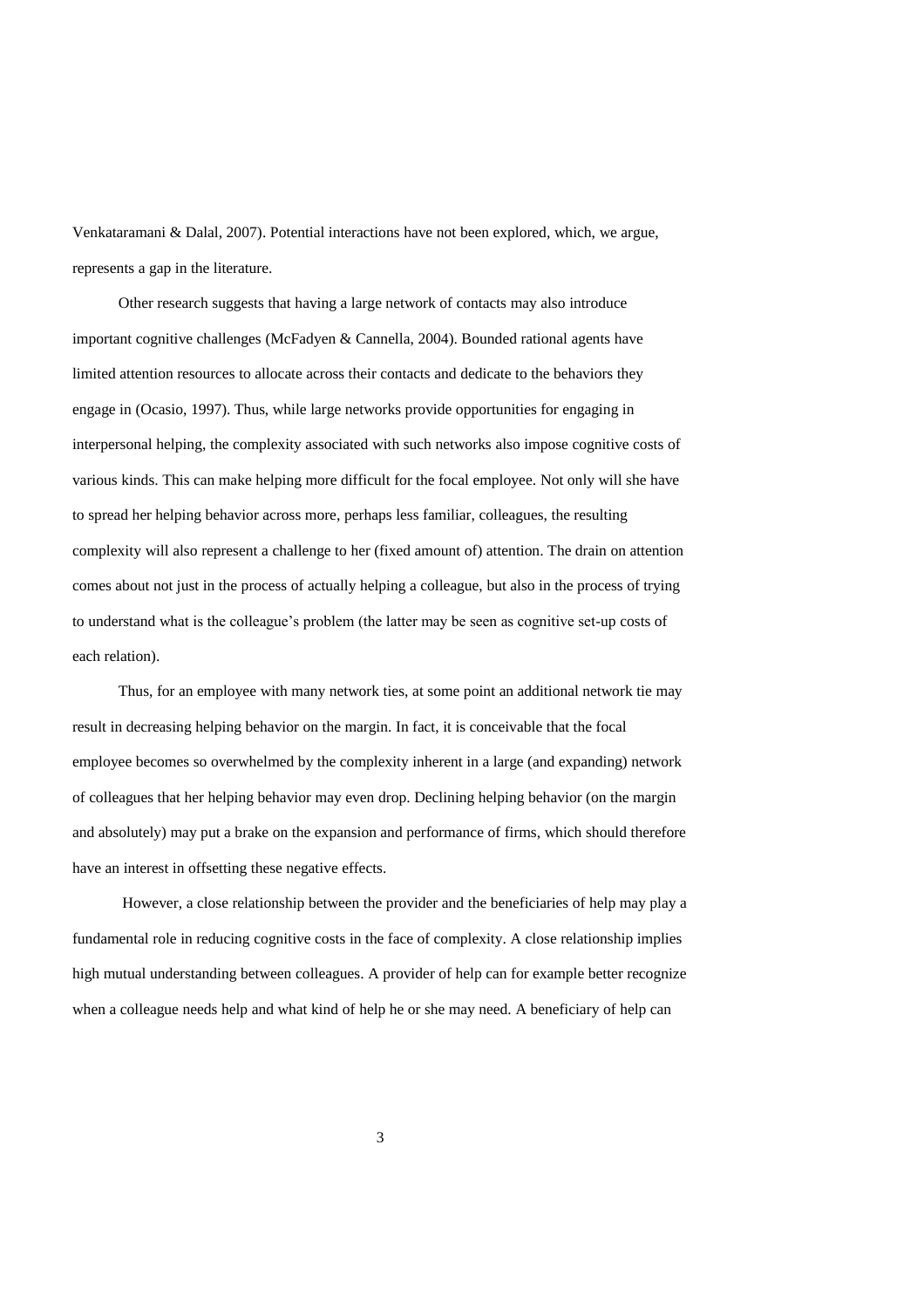Venkataramani & Dalal, 2007). Potential interactions have not been explored, which, we argue, represents a gap in the literature.

Other research suggests that having a large network of contacts may also introduce important cognitive challenges (McFadyen & Cannella, 2004). Bounded rational agents have limited attention resources to allocate across their contacts and dedicate to the behaviors they engage in (Ocasio, 1997). Thus, while large networks provide opportunities for engaging in interpersonal helping, the complexity associated with such networks also impose cognitive costs of various kinds. This can make helping more difficult for the focal employee. Not only will she have to spread her helping behavior across more, perhaps less familiar, colleagues, the resulting complexity will also represent a challenge to her (fixed amount of) attention. The drain on attention comes about not just in the process of actually helping a colleague, but also in the process of trying to understand what is the colleague's problem (the latter may be seen as cognitive set-up costs of each relation).

Thus, for an employee with many network ties, at some point an additional network tie may result in decreasing helping behavior on the margin. In fact, it is conceivable that the focal employee becomes so overwhelmed by the complexity inherent in a large (and expanding) network of colleagues that her helping behavior may even drop. Declining helping behavior (on the margin and absolutely) may put a brake on the expansion and performance of firms, which should therefore have an interest in offsetting these negative effects.

However, a close relationship between the provider and the beneficiaries of help may play a fundamental role in reducing cognitive costs in the face of complexity. A close relationship implies high mutual understanding between colleagues. A provider of help can for example better recognize when a colleague needs help and what kind of help he or she may need. A beneficiary of help can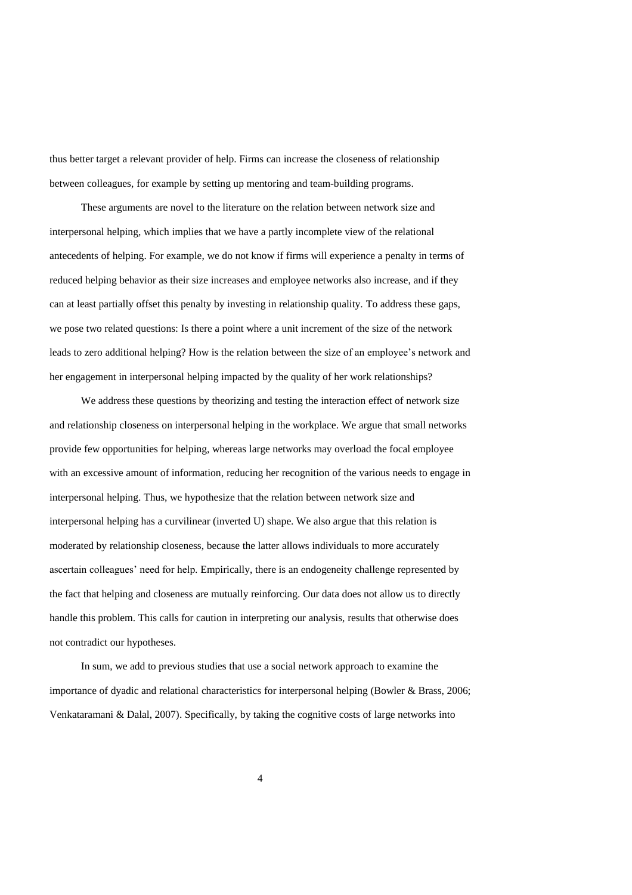thus better target a relevant provider of help. Firms can increase the closeness of relationship between colleagues, for example by setting up mentoring and team-building programs.

These arguments are novel to the literature on the relation between network size and interpersonal helping, which implies that we have a partly incomplete view of the relational antecedents of helping. For example, we do not know if firms will experience a penalty in terms of reduced helping behavior as their size increases and employee networks also increase, and if they can at least partially offset this penalty by investing in relationship quality. To address these gaps, we pose two related questions: Is there a point where a unit increment of the size of the network leads to zero additional helping? How is the relation between the size of an employee's network and her engagement in interpersonal helping impacted by the quality of her work relationships?

We address these questions by theorizing and testing the interaction effect of network size and relationship closeness on interpersonal helping in the workplace. We argue that small networks provide few opportunities for helping, whereas large networks may overload the focal employee with an excessive amount of information, reducing her recognition of the various needs to engage in interpersonal helping. Thus, we hypothesize that the relation between network size and interpersonal helping has a curvilinear (inverted U) shape. We also argue that this relation is moderated by relationship closeness, because the latter allows individuals to more accurately ascertain colleagues' need for help. Empirically, there is an endogeneity challenge represented by the fact that helping and closeness are mutually reinforcing. Our data does not allow us to directly handle this problem. This calls for caution in interpreting our analysis, results that otherwise does not contradict our hypotheses.

In sum, we add to previous studies that use a social network approach to examine the importance of dyadic and relational characteristics for interpersonal helping (Bowler & Brass, 2006; Venkataramani & Dalal, 2007). Specifically, by taking the cognitive costs of large networks into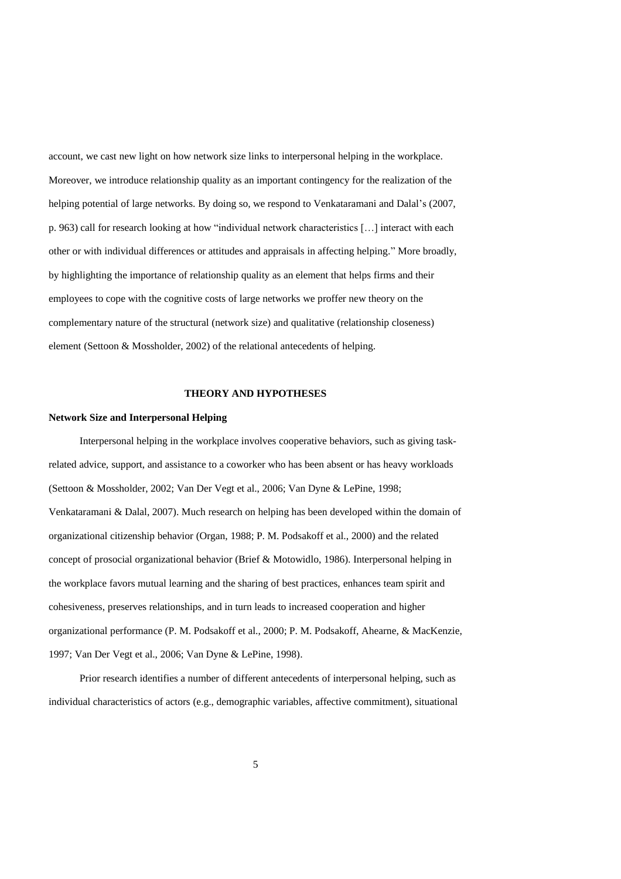account, we cast new light on how network size links to interpersonal helping in the workplace. Moreover, we introduce relationship quality as an important contingency for the realization of the helping potential of large networks. By doing so, we respond to Venkataramani and Dalal's (2007, p. 963) call for research looking at how "individual network characteristics […] interact with each other or with individual differences or attitudes and appraisals in affecting helping." More broadly, by highlighting the importance of relationship quality as an element that helps firms and their employees to cope with the cognitive costs of large networks we proffer new theory on the complementary nature of the structural (network size) and qualitative (relationship closeness) element (Settoon & Mossholder, 2002) of the relational antecedents of helping.

## THEORY AND HYPOTHESES

### Network Size and Interpersonal Helping

Interpersonal helping in the workplace involves cooperative behaviors, such as giving task-related advice, support, and assistance to a coworker who has been absent or has heavy workloads (Settoon & Mossholder, 2002; Van Der Vegt et al., 2006; Van Dyne & LePine, 1998; Venkataramani & Dalal, 2007). Much research on helping has been developed within the domain of organizational citizenship behavior (Organ, 1988; P. M. Podsakoff et al., 2000) and the related concept of prosocial organizational behavior (Brief & Motowidlo, 1986). Interpersonal helping in the workplace favors mutual learning and the sharing of best practices, enhances team spirit and cohesiveness, preserves relationships, and in turn leads to increased cooperation and higher organizational performance (P. M. Podsakoff et al., 2000; P. M. Podsakoff, Ahearne, & MacKenzie, 1997; Van Der Vegt et al., 2006; Van Dyne & LePine, 1998).

Prior research identifies a number of different antecedents of interpersonal helping, such as individual characteristics of actors (e.g., demographic variables, affective commitment), situational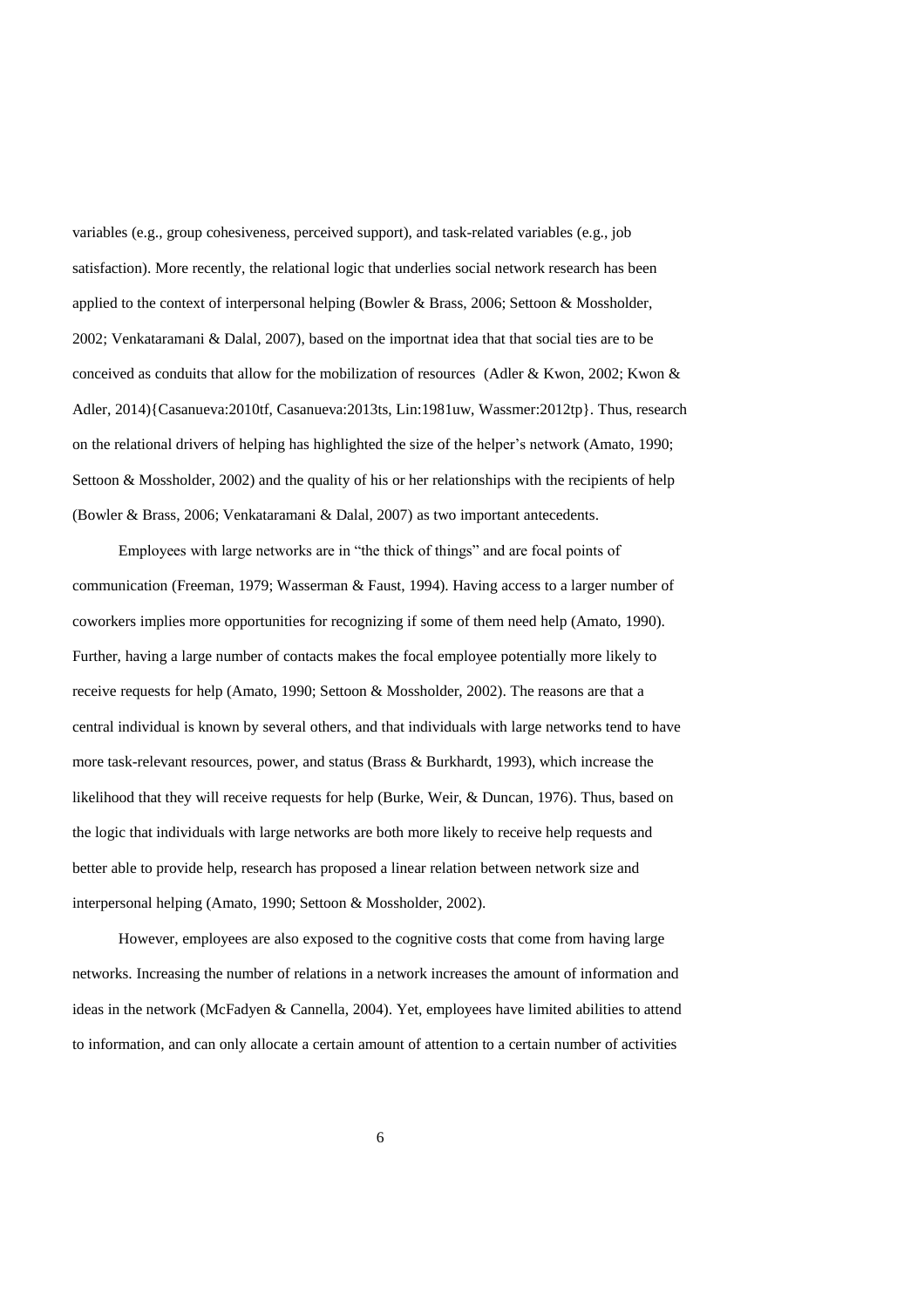variables (e.g., group cohesiveness, perceived support), and task-related variables (e.g., job satisfaction). More recently, the relational logic that underlies social network research has been applied to the context of interpersonal helping (Bowler & Brass, 2006; Settoon & Mossholder, 2002; Venkataramani & Dalal, 2007), based on the importnat idea that that social ties are to be conceived as conduits that allow for the mobilization of resources (Adler & Kwon, 2002; Kwon & Adler, 2014){Casanueva:2010tf, Casanueva:2013ts, Lin:1981uw, Wassmer:2012tp}. Thus, research on the relational drivers of helping has highlighted the size of the helper's network (Amato, 1990; Settoon & Mossholder, 2002) and the quality of his or her relationships with the recipients of help (Bowler & Brass, 2006; Venkataramani & Dalal, 2007) as two important antecedents.

Employees with large networks are in "the thick of things" and are focal points of communication (Freeman, 1979; Wasserman & Faust, 1994). Having access to a larger number of coworkers implies more opportunities for recognizing if some of them need help (Amato, 1990). Further, having a large number of contacts makes the focal employee potentially more likely to receive requests for help (Amato, 1990; Settoon & Mossholder, 2002). The reasons are that a central individual is known by several others, and that individuals with large networks tend to have more task-relevant resources, power, and status (Brass & Burkhardt, 1993), which increase the likelihood that they will receive requests for help (Burke, Weir, & Duncan, 1976). Thus, based on the logic that individuals with large networks are both more likely to receive help requests and better able to provide help, research has proposed a linear relation between network size and interpersonal helping (Amato, 1990; Settoon & Mossholder, 2002).

However, employees are also exposed to the cognitive costs that come from having large networks. Increasing the number of relations in a network increases the amount of information and ideas in the network (McFadyen & Cannella, 2004). Yet, employees have limited abilities to attend to information, and can only allocate a certain amount of attention to a certain number of activities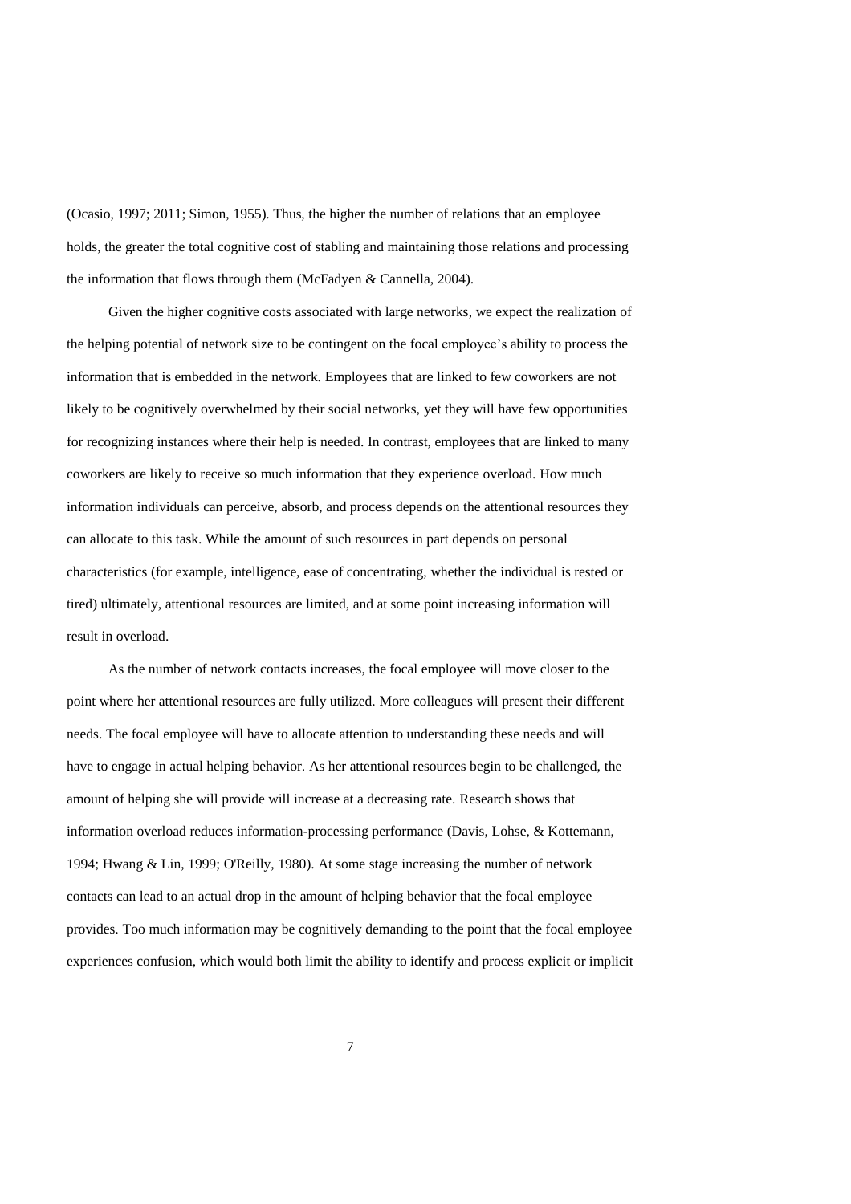(Ocasio, 1997; 2011; Simon, 1955). Thus, the higher the number of relations that an employee holds, the greater the total cognitive cost of stabling and maintaining those relations and processing the information that flows through them (McFadyen & Cannella, 2004).

Given the higher cognitive costs associated with large networks, we expect the realization of the helping potential of network size to be contingent on the focal employee's ability to process the information that is embedded in the network. Employees that are linked to few coworkers are not likely to be cognitively overwhelmed by their social networks, yet they will have few opportunities for recognizing instances where their help is needed. In contrast, employees that are linked to many coworkers are likely to receive so much information that they experience overload. How much information individuals can perceive, absorb, and process depends on the attentional resources they can allocate to this task. While the amount of such resources in part depends on personal characteristics (for example, intelligence, ease of concentrating, whether the individual is rested or tired) ultimately, attentional resources are limited, and at some point increasing information will result in overload.

As the number of network contacts increases, the focal employee will move closer to the point where her attentional resources are fully utilized. More colleagues will present their different needs. The focal employee will have to allocate attention to understanding these needs and will have to engage in actual helping behavior. As her attentional resources begin to be challenged, the amount of helping she will provide will increase at a decreasing rate. Research shows that information overload reduces information-processing performance (Davis, Lohse, & Kottemann, 1994; Hwang & Lin, 1999; O'Reilly, 1980). At some stage increasing the number of network contacts can lead to an actual drop in the amount of helping behavior that the focal employee provides. Too much information may be cognitively demanding to the point that the focal employee experiences confusion, which would both limit the ability to identify and process explicit or implicit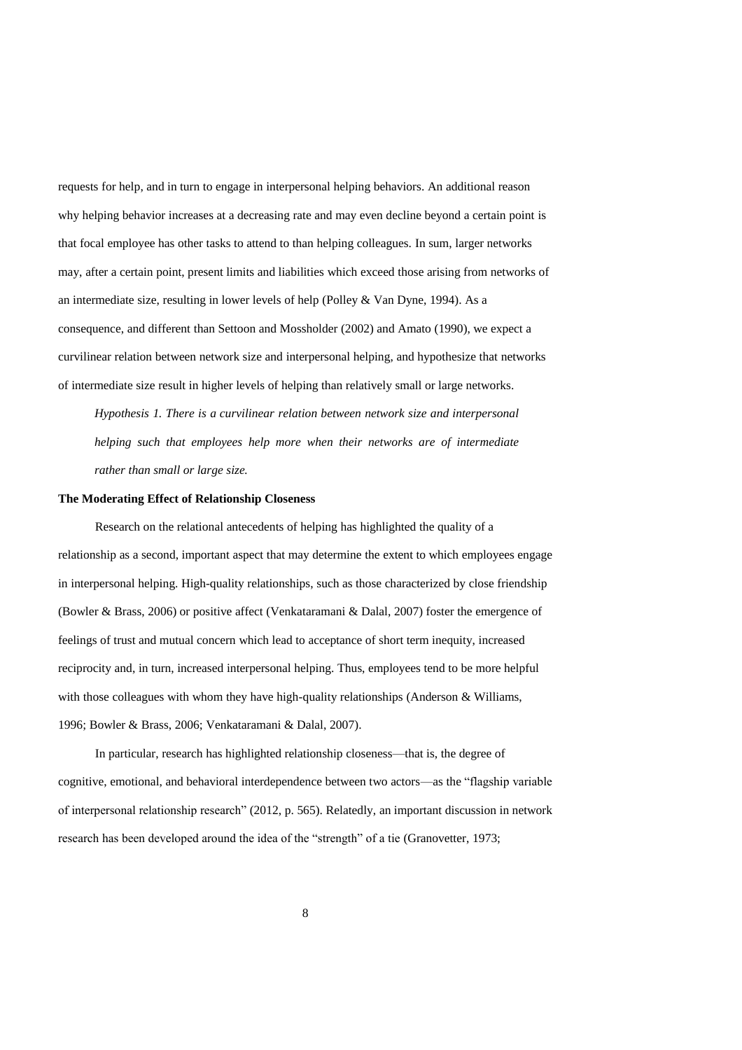requests for help, and in turn to engage in interpersonal helping behaviors. An additional reason why helping behavior increases at a decreasing rate and may even decline beyond a certain point is that focal employee has other tasks to attend to than helping colleagues. In sum, larger networks may, after a certain point, present limits and liabilities which exceed those arising from networks of an intermediate size, resulting in lower levels of help (Polley & Van Dyne, 1994). As a consequence, and different than Settoon and Mossholder (2002) and Amato (1990), we expect a curvilinear relation between network size and interpersonal helping, and hypothesize that networks of intermediate size result in higher levels of helping than relatively small or large networks.

> *Hypothesis 1. There is a curvilinear relation between network size and interpersonal helping such that employees help more when their networks are of intermediate rather than small or large size.*

**The Moderating Effect of Relationship Closeness**

Research on the relational antecedents of helping has highlighted the quality of a relationship as a second, important aspect that may determine the extent to which employees engage in interpersonal helping. High-quality relationships, such as those characterized by close friendship (Bowler & Brass, 2006) or positive affect (Venkataramani & Dalal, 2007) foster the emergence of feelings of trust and mutual concern which lead to acceptance of short term inequity, increased reciprocity and, in turn, increased interpersonal helping. Thus, employees tend to be more helpful with those colleagues with whom they have high-quality relationships (Anderson & Williams, 1996; Bowler & Brass, 2006; Venkataramani & Dalal, 2007).

In particular, research has highlighted relationship closeness—that is, the degree of cognitive, emotional, and behavioral interdependence between two actors—as the "flagship variable of interpersonal relationship research" (2012, p. 565). Relatedly, an important discussion in network research has been developed around the idea of the "strength" of a tie (Granovetter, 1973;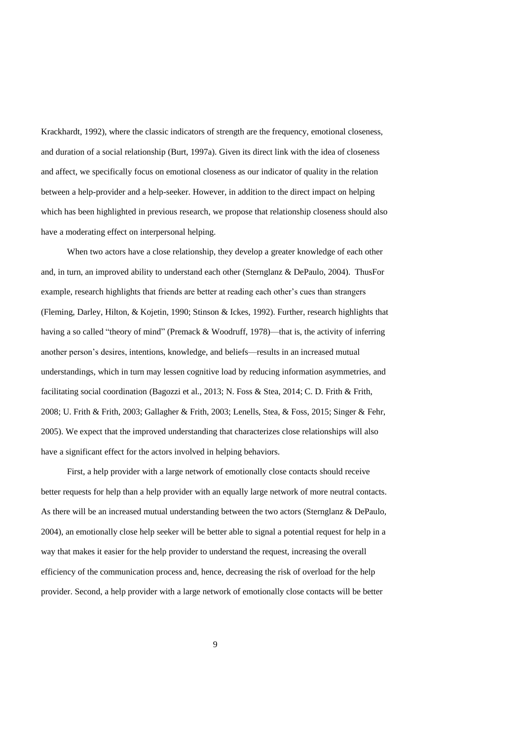Krackhardt, 1992), where the classic indicators of strength are the frequency, emotional closeness, and duration of a social relationship (Burt, 1997a). Given its direct link with the idea of closeness and affect, we specifically focus on emotional closeness as our indicator of quality in the relation between a help-provider and a help-seeker. However, in addition to the direct impact on helping which has been highlighted in previous research, we propose that relationship closeness should also have a moderating effect on interpersonal helping.

When two actors have a close relationship, they develop a greater knowledge of each other and, in turn, an improved ability to understand each other (Sternglanz & DePaulo, 2004). ThusFor example, research highlights that friends are better at reading each other's cues than strangers (Fleming, Darley, Hilton, & Kojetin, 1990; Stinson & Ickes, 1992). Further, research highlights that having a so called "theory of mind" (Premack & Woodruff, 1978)—that is, the activity of inferring another person's desires, intentions, knowledge, and beliefs—results in an increased mutual understandings, which in turn may lessen cognitive load by reducing information asymmetries, and facilitating social coordination (Bagozzi et al., 2013; N. Foss & Stea, 2014; C. D. Frith & Frith, 2008; U. Frith & Frith, 2003; Gallagher & Frith, 2003; Lenells, Stea, & Foss, 2015; Singer & Fehr, 2005). We expect that the improved understanding that characterizes close relationships will also have a significant effect for the actors involved in helping behaviors.

First, a help provider with a large network of emotionally close contacts should receive better requests for help than a help provider with an equally large network of more neutral contacts. As there will be an increased mutual understanding between the two actors (Sternglanz & DePaulo, 2004), an emotionally close help seeker will be better able to signal a potential request for help in a way that makes it easier for the help provider to understand the request, increasing the overall efficiency of the communication process and, hence, decreasing the risk of overload for the help provider. Second, a help provider with a large network of emotionally close contacts will be better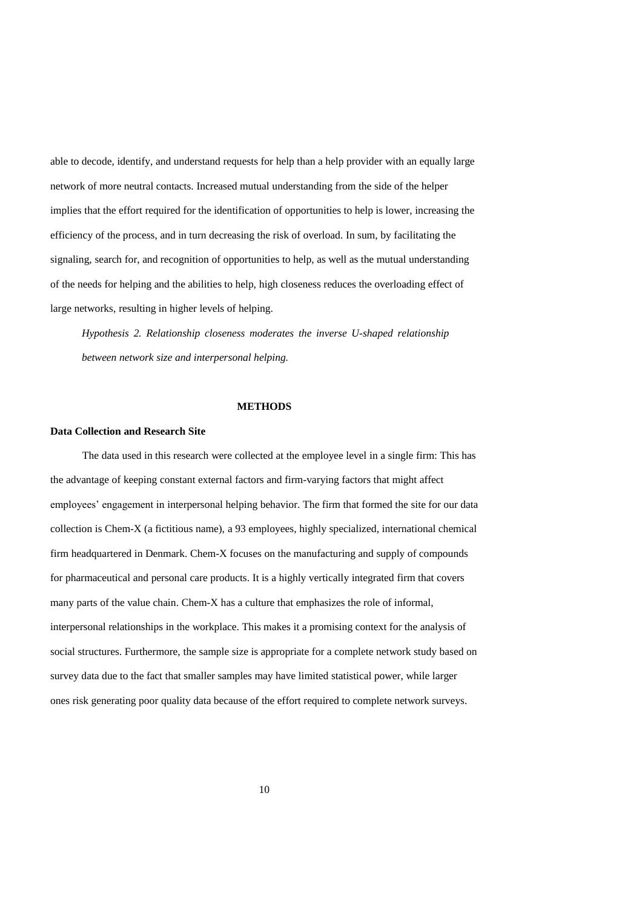able to decode, identify, and understand requests for help than a help provider with an equally large network of more neutral contacts. Increased mutual understanding from the side of the helper implies that the effort required for the identification of opportunities to help is lower, increasing the efficiency of the process, and in turn decreasing the risk of overload. In sum, by facilitating the signaling, search for, and recognition of opportunities to help, as well as the mutual understanding of the needs for helping and the abilities to help, high closeness reduces the overloading effect of large networks, resulting in higher levels of helping.

*Hypothesis 2. Relationship closeness moderates the inverse U-shaped relationship between network size and interpersonal helping.*

## METHODS

### Data Collection and Research Site

The data used in this research were collected at the employee level in a single firm: This has the advantage of keeping constant external factors and firm-varying factors that might affect employees' engagement in interpersonal helping behavior. The firm that formed the site for our data collection is Chem-X (a fictitious name), a 93 employees, highly specialized, international chemical firm headquartered in Denmark. Chem-X focuses on the manufacturing and supply of compounds for pharmaceutical and personal care products. It is a highly vertically integrated firm that covers many parts of the value chain. Chem-X has a culture that emphasizes the role of informal, interpersonal relationships in the workplace. This makes it a promising context for the analysis of social structures. Furthermore, the sample size is appropriate for a complete network study based on survey data due to the fact that smaller samples may have limited statistical power, while larger ones risk generating poor quality data because of the effort required to complete network surveys.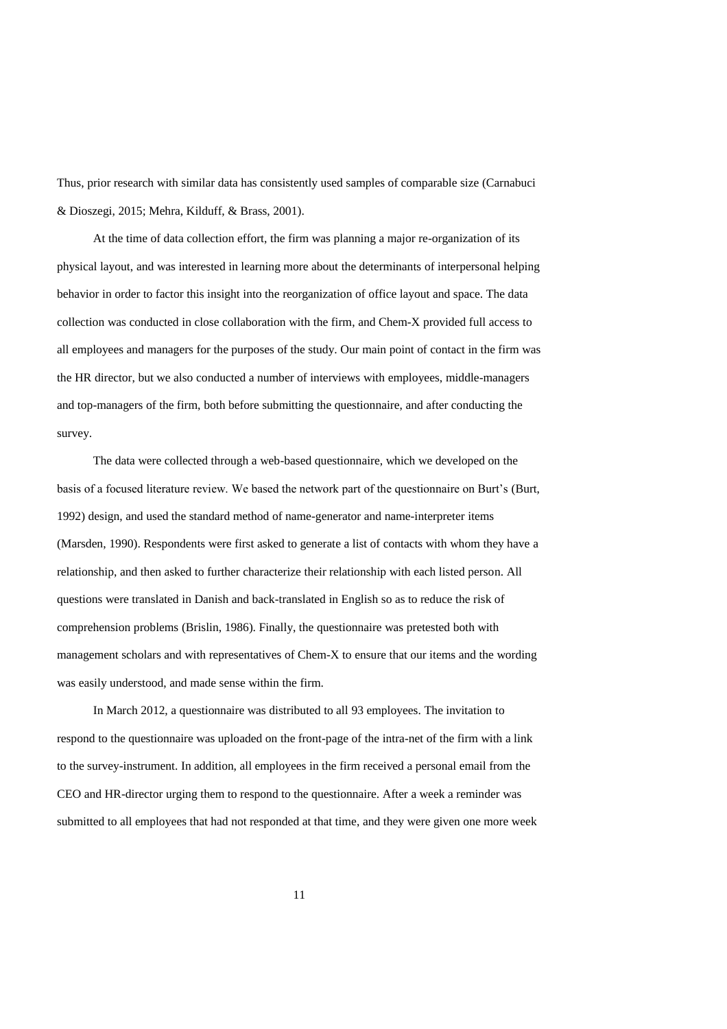Thus, prior research with similar data has consistently used samples of comparable size (Carnabuci & Dioszegi, 2015; Mehra, Kilduff, & Brass, 2001).

At the time of data collection effort, the firm was planning a major re-organization of its physical layout, and was interested in learning more about the determinants of interpersonal helping behavior in order to factor this insight into the reorganization of office layout and space. The data collection was conducted in close collaboration with the firm, and Chem-X provided full access to all employees and managers for the purposes of the study. Our main point of contact in the firm was the HR director, but we also conducted a number of interviews with employees, middle-managers and top-managers of the firm, both before submitting the questionnaire, and after conducting the survey.

The data were collected through a web-based questionnaire, which we developed on the basis of a focused literature review. We based the network part of the questionnaire on Burt's (Burt, 1992) design, and used the standard method of name-generator and name-interpreter items (Marsden, 1990). Respondents were first asked to generate a list of contacts with whom they have a relationship, and then asked to further characterize their relationship with each listed person. All questions were translated in Danish and back-translated in English so as to reduce the risk of comprehension problems (Brislin, 1986). Finally, the questionnaire was pretested both with management scholars and with representatives of Chem-X to ensure that our items and the wording was easily understood, and made sense within the firm.

In March 2012, a questionnaire was distributed to all 93 employees. The invitation to respond to the questionnaire was uploaded on the front-page of the intra-net of the firm with a link to the survey-instrument. In addition, all employees in the firm received a personal email from the CEO and HR-director urging them to respond to the questionnaire. After a week a reminder was submitted to all employees that had not responded at that time, and they were given one more week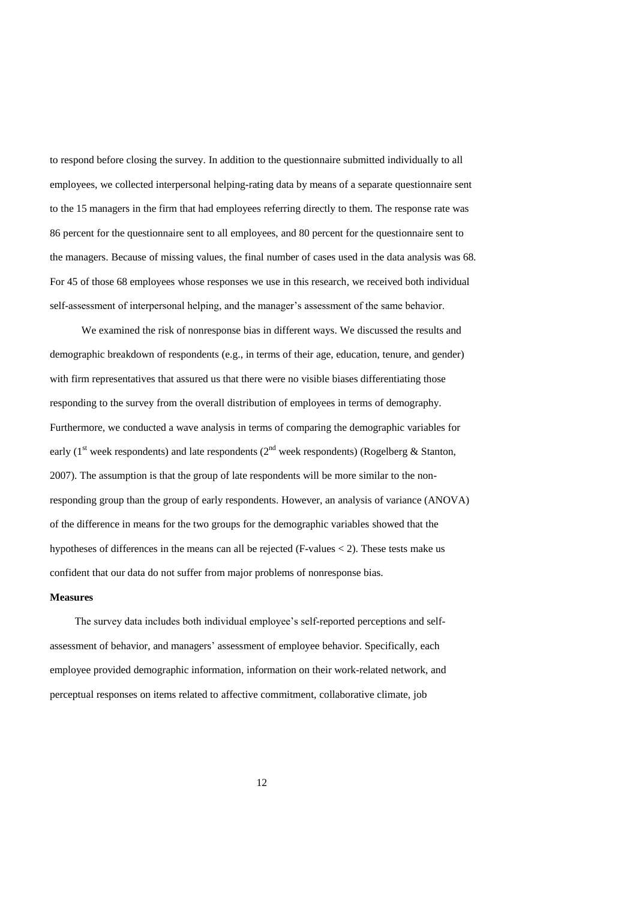to respond before closing the survey. In addition to the questionnaire submitted individually to all employees, we collected interpersonal helping-rating data by means of a separate questionnaire sent to the 15 managers in the firm that had employees referring directly to them. The response rate was 86 percent for the questionnaire sent to all employees, and 80 percent for the questionnaire sent to the managers. Because of missing values, the final number of cases used in the data analysis was 68. For 45 of those 68 employees whose responses we use in this research, we received both individual self-assessment of interpersonal helping, and the manager's assessment of the same behavior.

We examined the risk of nonresponse bias in different ways. We discussed the results and demographic breakdown of respondents (e.g., in terms of their age, education, tenure, and gender) with firm representatives that assured us that there were no visible biases differentiating those responding to the survey from the overall distribution of employees in terms of demography. Furthermore, we conducted a wave analysis in terms of comparing the demographic variables for early (1st week respondents) and late respondents (2nd week respondents) (Rogelberg & Stanton, 2007). The assumption is that the group of late respondents will be more similar to the non-responding group than the group of early respondents. However, an analysis of variance (ANOVA) of the difference in means for the two groups for the demographic variables showed that the hypotheses of differences in the means can all be rejected (F-values $< 2$). These tests make us confident that our data do not suffer from major problems of nonresponse bias.

**Measures**

The survey data includes both individual employee's self-reported perceptions and self-assessment of behavior, and managers' assessment of employee behavior. Specifically, each employee provided demographic information, information on their work-related network, and perceptual responses on items related to affective commitment, collaborative climate, job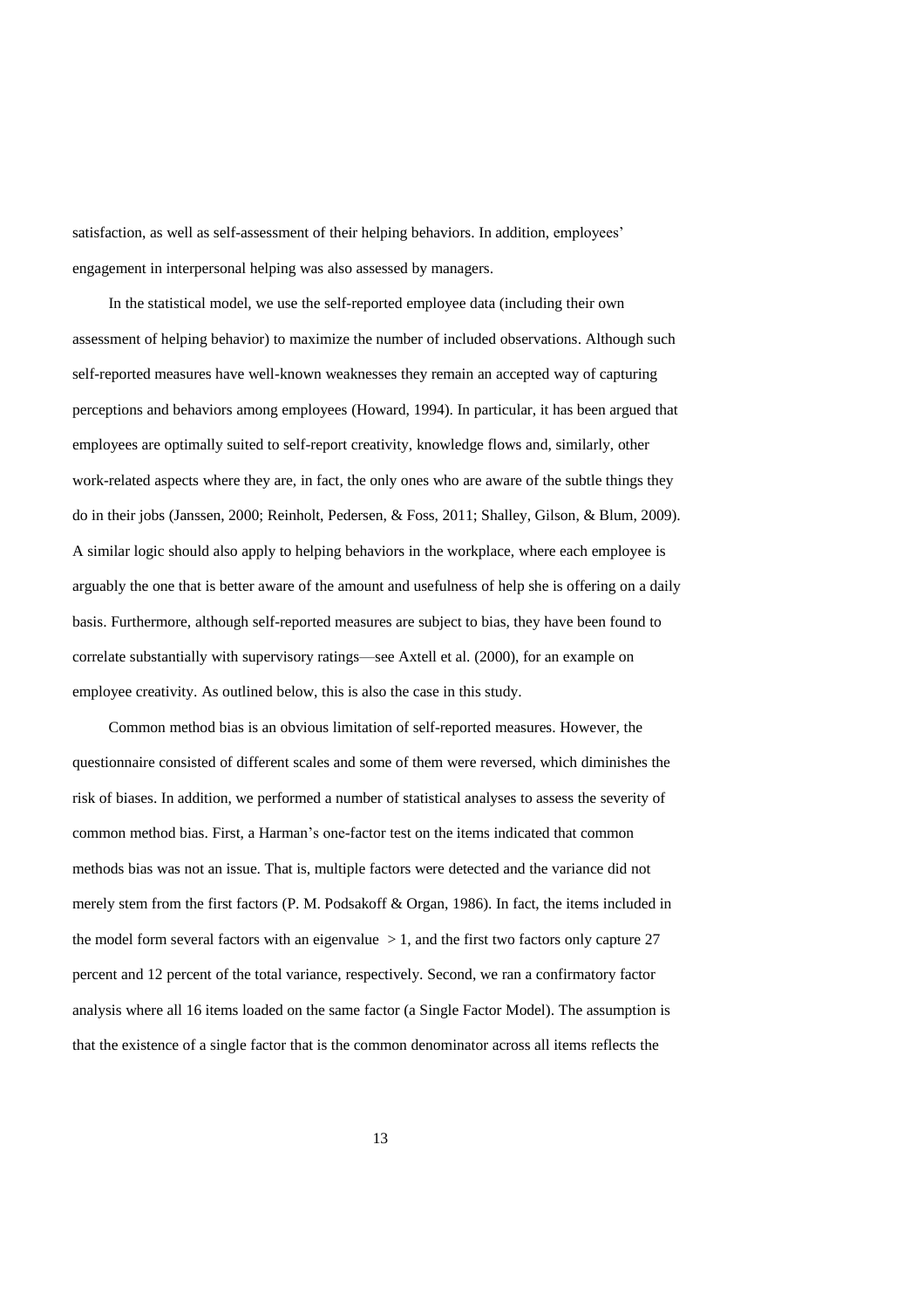satisfaction, as well as self-assessment of their helping behaviors. In addition, employees' engagement in interpersonal helping was also assessed by managers.

In the statistical model, we use the self-reported employee data (including their own assessment of helping behavior) to maximize the number of included observations. Although such self-reported measures have well-known weaknesses they remain an accepted way of capturing perceptions and behaviors among employees (Howard, 1994). In particular, it has been argued that employees are optimally suited to self-report creativity, knowledge flows and, similarly, other work-related aspects where they are, in fact, the only ones who are aware of the subtle things they do in their jobs (Janssen, 2000; Reinholt, Pedersen, & Foss, 2011; Shalley, Gilson, & Blum, 2009). A similar logic should also apply to helping behaviors in the workplace, where each employee is arguably the one that is better aware of the amount and usefulness of help she is offering on a daily basis. Furthermore, although self-reported measures are subject to bias, they have been found to correlate substantially with supervisory ratings—see Axtell et al. (2000), for an example on employee creativity. As outlined below, this is also the case in this study.

Common method bias is an obvious limitation of self-reported measures. However, the questionnaire consisted of different scales and some of them were reversed, which diminishes the risk of biases. In addition, we performed a number of statistical analyses to assess the severity of common method bias. First, a Harman's one-factor test on the items indicated that common methods bias was not an issue. That is, multiple factors were detected and the variance did not merely stem from the first factors (P. M. Podsakoff & Organ, 1986). In fact, the items included in the model form several factors with an eigenvalue $> 1$, and the first two factors only capture 27 percent and 12 percent of the total variance, respectively. Second, we ran a confirmatory factor analysis where all 16 items loaded on the same factor (a Single Factor Model). The assumption is that the existence of a single factor that is the common denominator across all items reflects the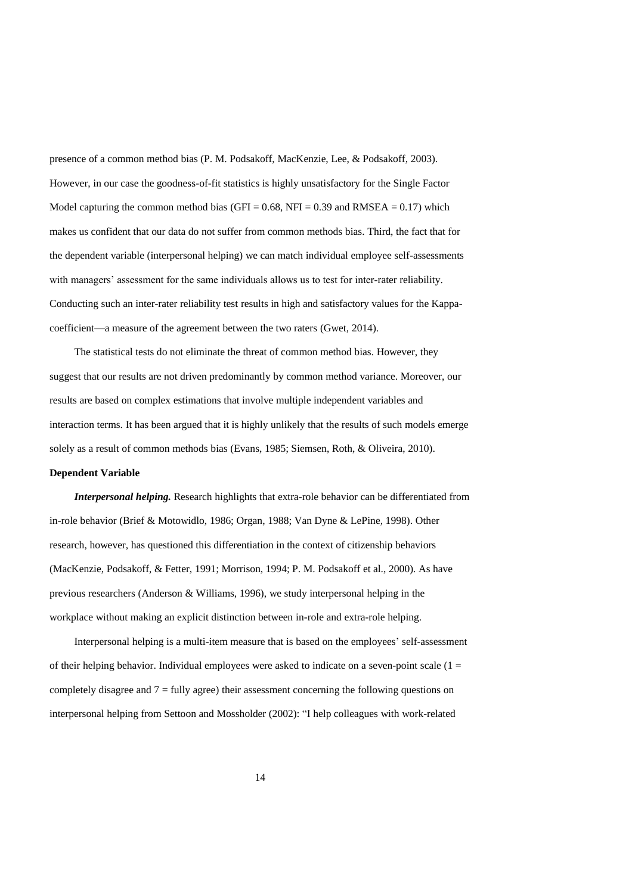presence of a common method bias (P. M. Podsakoff, MacKenzie, Lee, & Podsakoff, 2003). However, in our case the goodness-of-fit statistics is highly unsatisfactory for the Single Factor Model capturing the common method bias (GFI = 0.68, NFI = 0.39 and RMSEA = 0.17) which makes us confident that our data do not suffer from common methods bias. Third, the fact that for the dependent variable (interpersonal helping) we can match individual employee self-assessments with managers' assessment for the same individuals allows us to test for inter-rater reliability. Conducting such an inter-rater reliability test results in high and satisfactory values for the Kappa-coefficient—a measure of the agreement between the two raters (Gwet, 2014).

The statistical tests do not eliminate the threat of common method bias. However, they suggest that our results are not driven predominantly by common method variance. Moreover, our results are based on complex estimations that involve multiple independent variables and interaction terms. It has been argued that it is highly unlikely that the results of such models emerge solely as a result of common methods bias (Evans, 1985; Siemsen, Roth, & Oliveira, 2010).

**Dependent Variable**

***Interpersonal helping.*** Research highlights that extra-role behavior can be differentiated from in-role behavior (Brief & Motowidlo, 1986; Organ, 1988; Van Dyne & LePine, 1998). Other research, however, has questioned this differentiation in the context of citizenship behaviors (MacKenzie, Podsakoff, & Fetter, 1991; Morrison, 1994; P. M. Podsakoff et al., 2000). As have previous researchers (Anderson & Williams, 1996), we study interpersonal helping in the workplace without making an explicit distinction between in-role and extra-role helping.

Interpersonal helping is a multi-item measure that is based on the employees' self-assessment of their helping behavior. Individual employees were asked to indicate on a seven-point scale (1 = completely disagree and 7 = fully agree) their assessment concerning the following questions on interpersonal helping from Settoon and Mossholder (2002): "I help colleagues with work-related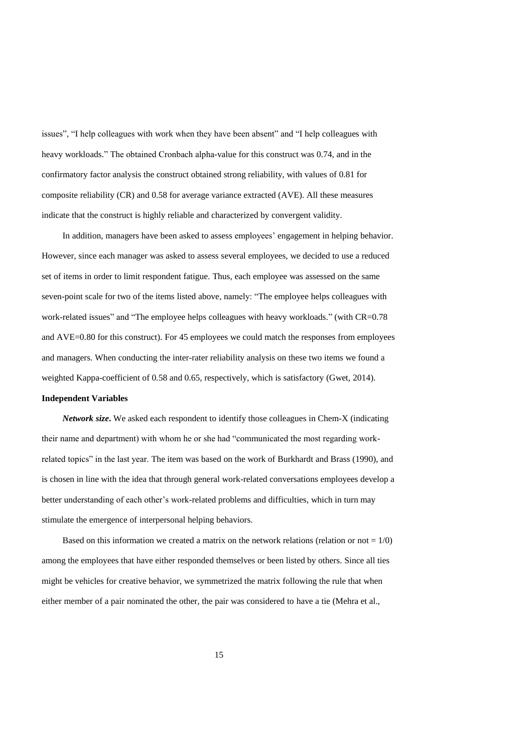issues", "I help colleagues with work when they have been absent" and "I help colleagues with heavy workloads." The obtained Cronbach alpha-value for this construct was 0.74, and in the confirmatory factor analysis the construct obtained strong reliability, with values of 0.81 for composite reliability (CR) and 0.58 for average variance extracted (AVE). All these measures indicate that the construct is highly reliable and characterized by convergent validity.

In addition, managers have been asked to assess employees' engagement in helping behavior. However, since each manager was asked to assess several employees, we decided to use a reduced set of items in order to limit respondent fatigue. Thus, each employee was assessed on the same seven-point scale for two of the items listed above, namely: "The employee helps colleagues with work-related issues" and "The employee helps colleagues with heavy workloads." (with CR=0.78 and AVE=0.80 for this construct). For 45 employees we could match the responses from employees and managers. When conducting the inter-rater reliability analysis on these two items we found a weighted Kappa-coefficient of 0.58 and 0.65, respectively, which is satisfactory (Gwet, 2014).

**Independent Variables**

***Network size*.** We asked each respondent to identify those colleagues in Chem-X (indicating their name and department) with whom he or she had "communicated the most regarding work-related topics" in the last year. The item was based on the work of Burkhardt and Brass (1990), and is chosen in line with the idea that through general work-related conversations employees develop a better understanding of each other's work-related problems and difficulties, which in turn may stimulate the emergence of interpersonal helping behaviors.

Based on this information we created a matrix on the network relations (relation or not = 1/0) among the employees that have either responded themselves or been listed by others. Since all ties might be vehicles for creative behavior, we symmetrized the matrix following the rule that when either member of a pair nominated the other, the pair was considered to have a tie (Mehra et al.,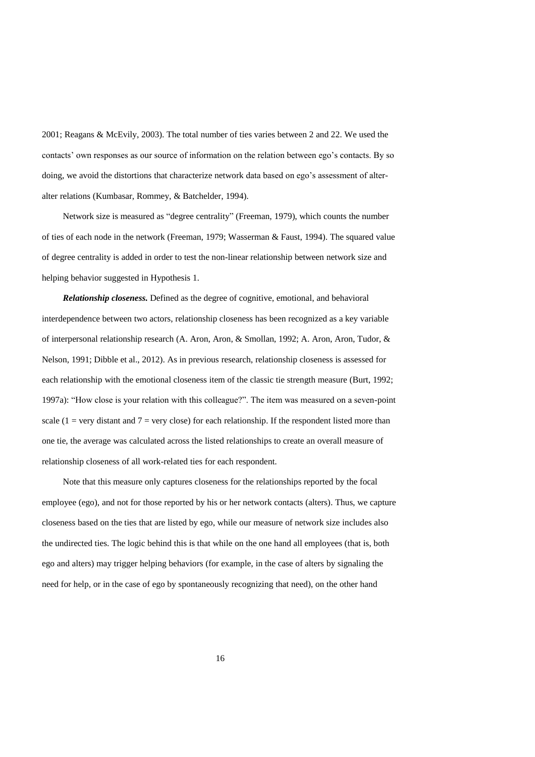2001; Reagans & McEvily, 2003). The total number of ties varies between 2 and 22. We used the contacts' own responses as our source of information on the relation between ego's contacts. By so doing, we avoid the distortions that characterize network data based on ego's assessment of alter-alter relations (Kumbasar, Rommey, & Batchelder, 1994).

Network size is measured as "degree centrality" (Freeman, 1979), which counts the number of ties of each node in the network (Freeman, 1979; Wasserman & Faust, 1994). The squared value of degree centrality is added in order to test the non-linear relationship between network size and helping behavior suggested in Hypothesis 1.

***Relationship closeness.*** Defined as the degree of cognitive, emotional, and behavioral interdependence between two actors, relationship closeness has been recognized as a key variable of interpersonal relationship research (A. Aron, Aron, & Smollan, 1992; A. Aron, Aron, Tudor, & Nelson, 1991; Dibble et al., 2012). As in previous research, relationship closeness is assessed for each relationship with the emotional closeness item of the classic tie strength measure (Burt, 1992; 1997a): "How close is your relation with this colleague?". The item was measured on a seven-point scale (1 = very distant and 7 = very close) for each relationship. If the respondent listed more than one tie, the average was calculated across the listed relationships to create an overall measure of relationship closeness of all work-related ties for each respondent.

Note that this measure only captures closeness for the relationships reported by the focal employee (ego), and not for those reported by his or her network contacts (alters). Thus, we capture closeness based on the ties that are listed by ego, while our measure of network size includes also the undirected ties. The logic behind this is that while on the one hand all employees (that is, both ego and alters) may trigger helping behaviors (for example, in the case of alters by signaling the need for help, or in the case of ego by spontaneously recognizing that need), on the other hand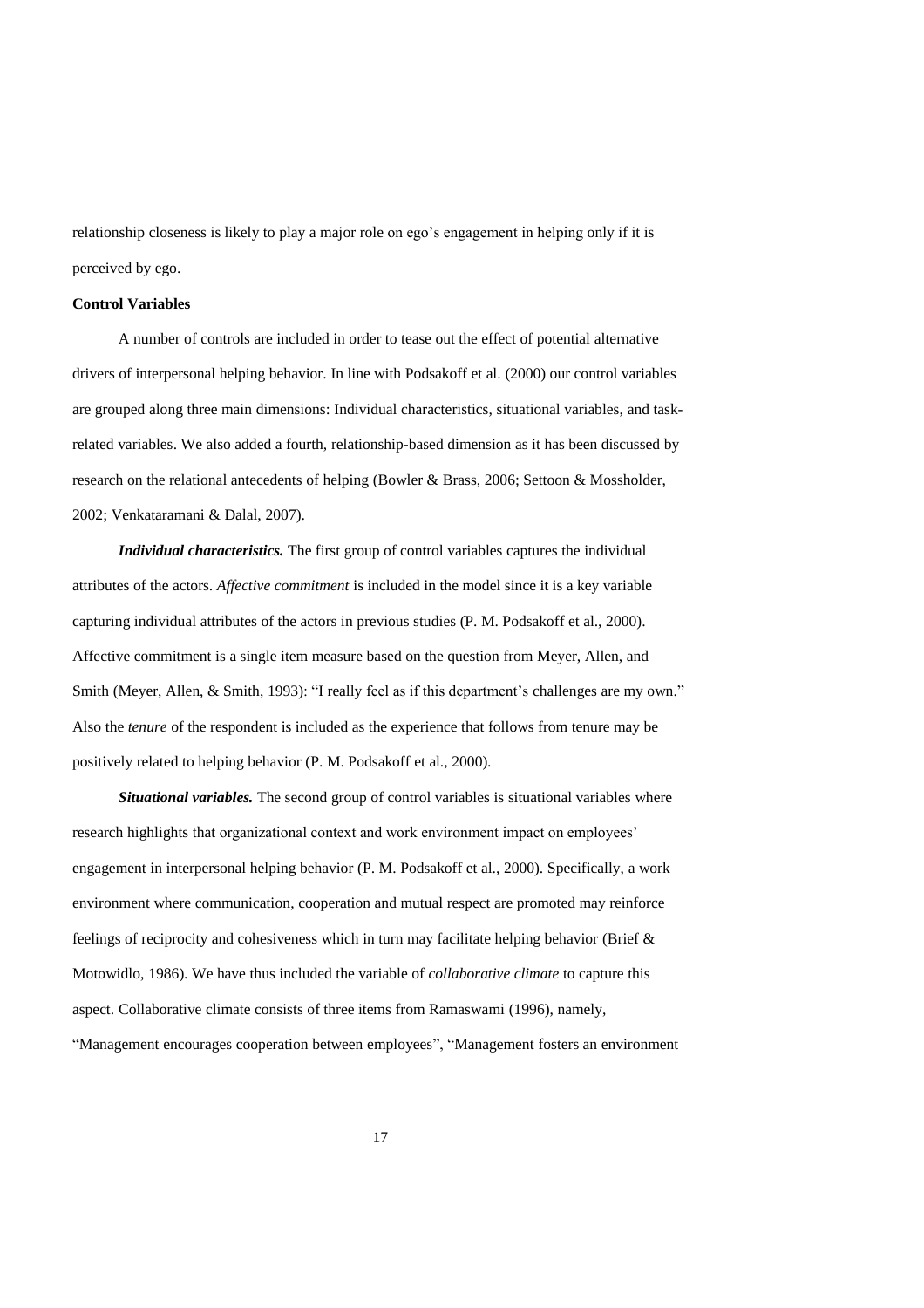relationship closeness is likely to play a major role on ego's engagement in helping only if it is perceived by ego.

**Control Variables**

A number of controls are included in order to tease out the effect of potential alternative drivers of interpersonal helping behavior. In line with Podsakoff et al. (2000) our control variables are grouped along three main dimensions: Individual characteristics, situational variables, and task-related variables. We also added a fourth, relationship-based dimension as it has been discussed by research on the relational antecedents of helping (Bowler & Brass, 2006; Settoon & Mossholder, 2002; Venkataramani & Dalal, 2007).

***Individual characteristics.*** The first group of control variables captures the individual attributes of the actors. *Affective commitment* is included in the model since it is a key variable capturing individual attributes of the actors in previous studies (P. M. Podsakoff et al., 2000). Affective commitment is a single item measure based on the question from Meyer, Allen, and Smith (Meyer, Allen, & Smith, 1993): "I really feel as if this department's challenges are my own." Also the *tenure* of the respondent is included as the experience that follows from tenure may be positively related to helping behavior (P. M. Podsakoff et al., 2000).

***Situational variables.*** The second group of control variables is situational variables where research highlights that organizational context and work environment impact on employees' engagement in interpersonal helping behavior (P. M. Podsakoff et al., 2000). Specifically, a work environment where communication, cooperation and mutual respect are promoted may reinforce feelings of reciprocity and cohesiveness which in turn may facilitate helping behavior (Brief & Motowidlo, 1986). We have thus included the variable of *collaborative climate* to capture this aspect. Collaborative climate consists of three items from Ramaswami (1996), namely, "Management encourages cooperation between employees", "Management fosters an environment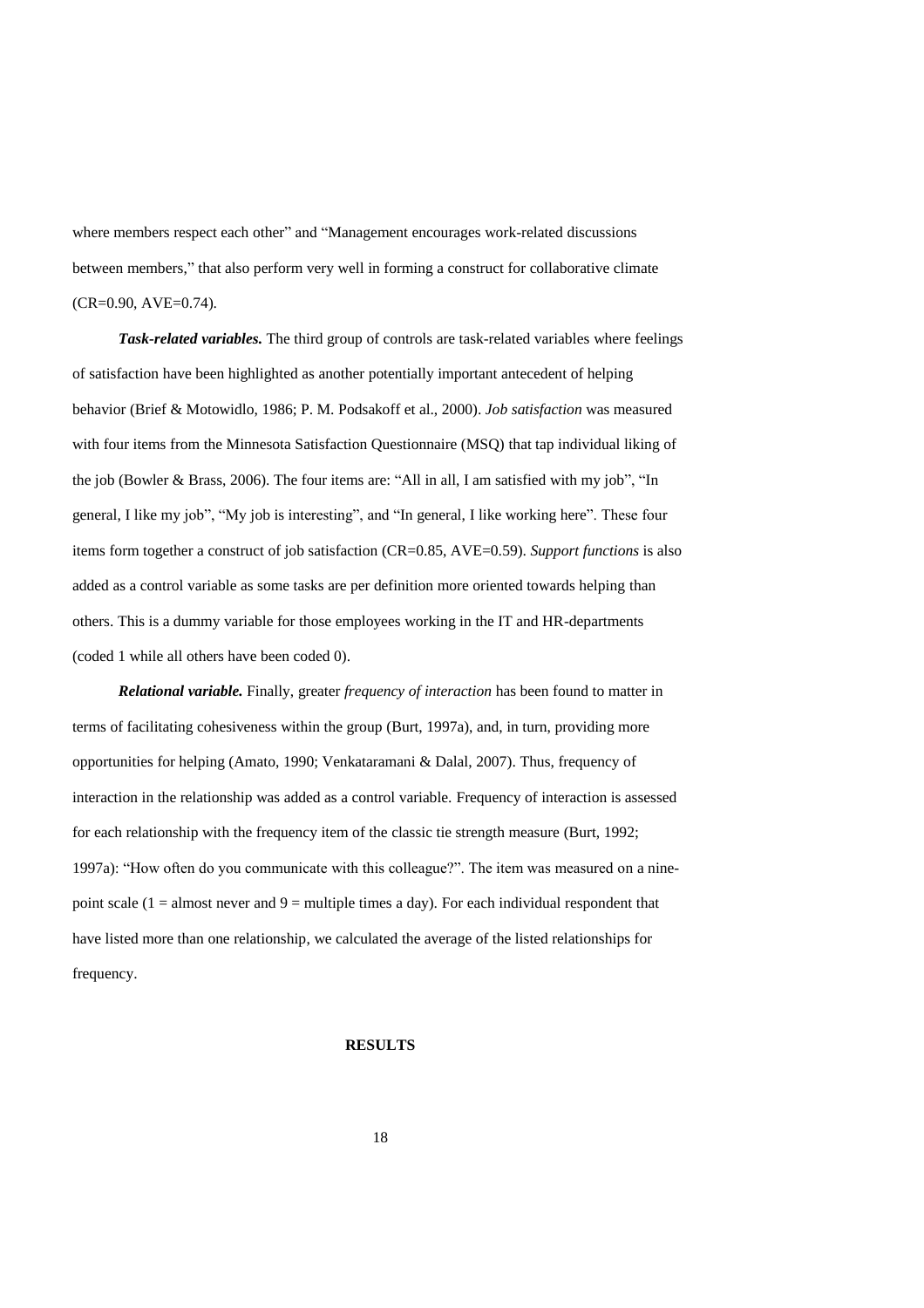where members respect each other" and "Management encourages work-related discussions between members," that also perform very well in forming a construct for collaborative climate (CR=0.90, AVE=0.74).

***Task-related variables.*** The third group of controls are task-related variables where feelings of satisfaction have been highlighted as another potentially important antecedent of helping behavior (Brief & Motowidlo, 1986; P. M. Podsakoff et al., 2000). *Job satisfaction* was measured with four items from the Minnesota Satisfaction Questionnaire (MSQ) that tap individual liking of the job (Bowler & Brass, 2006). The four items are: "All in all, I am satisfied with my job", "In general, I like my job", "My job is interesting", and "In general, I like working here". These four items form together a construct of job satisfaction (CR=0.85, AVE=0.59). *Support functions* is also added as a control variable as some tasks are per definition more oriented towards helping than others. This is a dummy variable for those employees working in the IT and HR-departments (coded 1 while all others have been coded 0).

***Relational variable.*** Finally, greater *frequency of interaction* has been found to matter in terms of facilitating cohesiveness within the group (Burt, 1997a), and, in turn, providing more opportunities for helping (Amato, 1990; Venkataramani & Dalal, 2007). Thus, frequency of interaction in the relationship was added as a control variable. Frequency of interaction is assessed for each relationship with the frequency item of the classic tie strength measure (Burt, 1992; 1997a): "How often do you communicate with this colleague?". The item was measured on a nine-point scale (1 = almost never and 9 = multiple times a day). For each individual respondent that have listed more than one relationship, we calculated the average of the listed relationships for frequency.

## RESULTS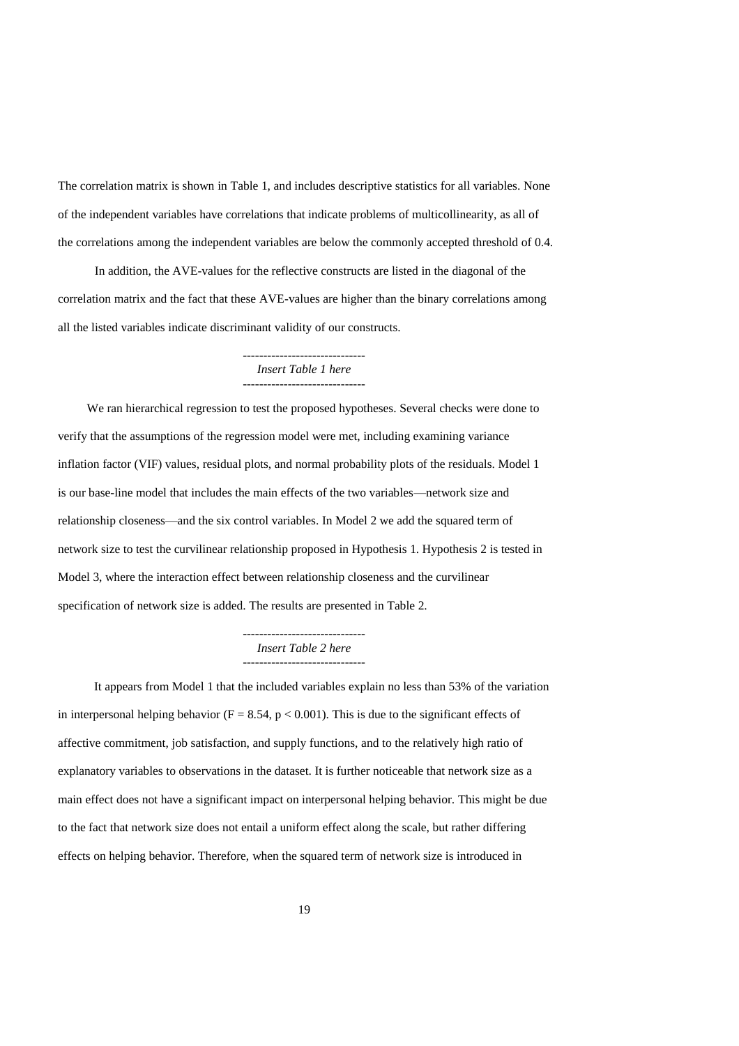The correlation matrix is shown in Table 1, and includes descriptive statistics for all variables. None of the independent variables have correlations that indicate problems of multicollinearity, as all of the correlations among the independent variables are below the commonly accepted threshold of 0.4.

In addition, the AVE-values for the reflective constructs are listed in the diagonal of the correlation matrix and the fact that these AVE-values are higher than the binary correlations among all the listed variables indicate discriminant validity of our constructs.

------------------------------
*Insert Table 1 here*
------------------------------

We ran hierarchical regression to test the proposed hypotheses. Several checks were done to verify that the assumptions of the regression model were met, including examining variance inflation factor (VIF) values, residual plots, and normal probability plots of the residuals. Model 1 is our base-line model that includes the main effects of the two variables—network size and relationship closeness—and the six control variables. In Model 2 we add the squared term of network size to test the curvilinear relationship proposed in Hypothesis 1. Hypothesis 2 is tested in Model 3, where the interaction effect between relationship closeness and the curvilinear specification of network size is added. The results are presented in Table 2.

------------------------------
*Insert Table 2 here*
------------------------------

It appears from Model 1 that the included variables explain no less than 53% of the variation in interpersonal helping behavior ($F = 8.54$, $p < 0.001$). This is due to the significant effects of affective commitment, job satisfaction, and supply functions, and to the relatively high ratio of explanatory variables to observations in the dataset. It is further noticeable that network size as a main effect does not have a significant impact on interpersonal helping behavior. This might be due to the fact that network size does not entail a uniform effect along the scale, but rather differing effects on helping behavior. Therefore, when the squared term of network size is introduced in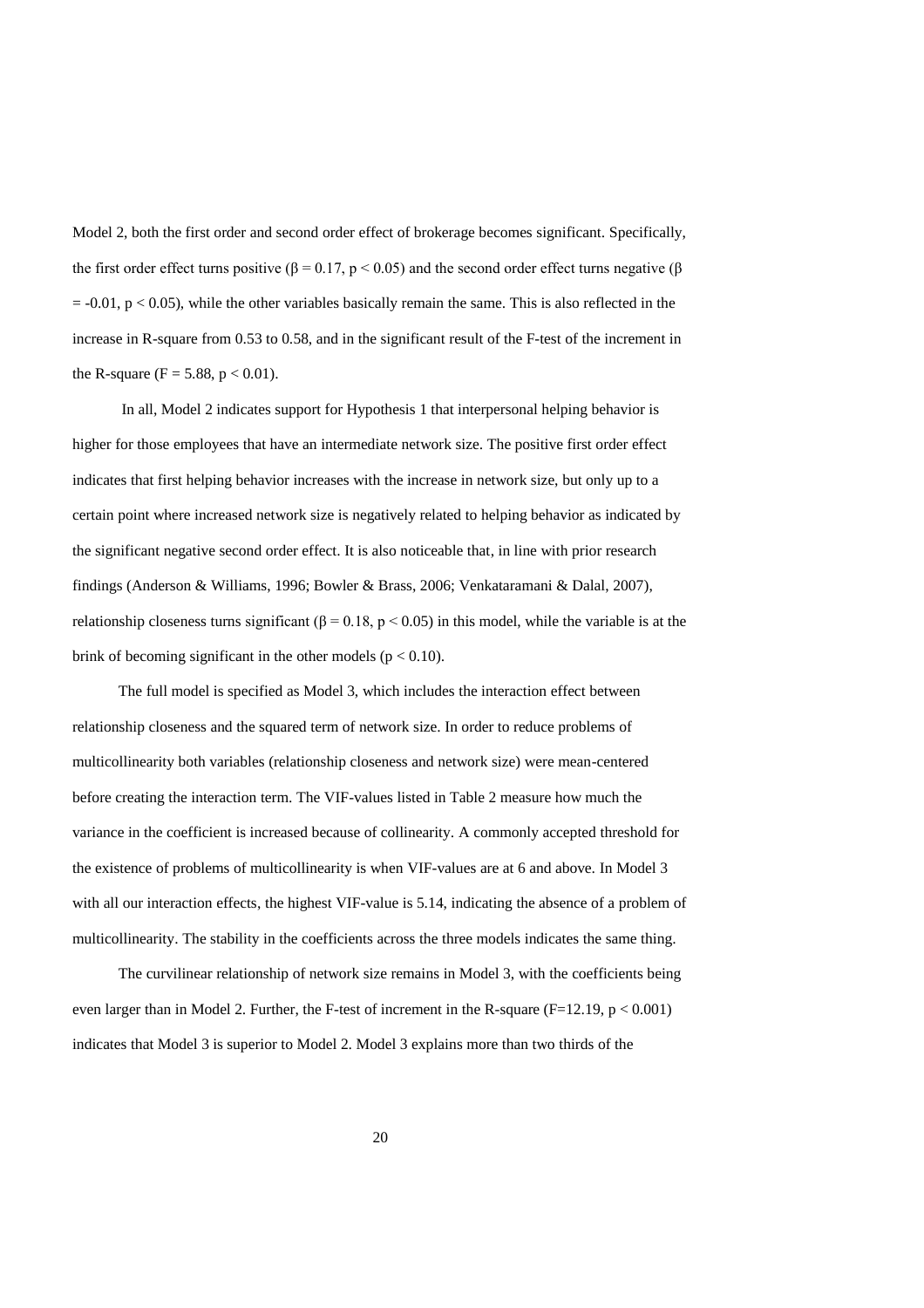Model 2, both the first order and second order effect of brokerage becomes significant. Specifically, the first order effect turns positive ($\beta = 0.17$, $p < 0.05$) and the second order effect turns negative ($\beta = -0.01$, $p < 0.05$), while the other variables basically remain the same. This is also reflected in the increase in R-square from 0.53 to 0.58, and in the significant result of the F-test of the increment in the R-square ($F = 5.88$, $p < 0.01$).

In all, Model 2 indicates support for Hypothesis 1 that interpersonal helping behavior is higher for those employees that have an intermediate network size. The positive first order effect indicates that first helping behavior increases with the increase in network size, but only up to a certain point where increased network size is negatively related to helping behavior as indicated by the significant negative second order effect. It is also noticeable that, in line with prior research findings (Anderson & Williams, 1996; Bowler & Brass, 2006; Venkataramani & Dalal, 2007), relationship closeness turns significant ($\beta = 0.18$, $p < 0.05$) in this model, while the variable is at the brink of becoming significant in the other models ($p < 0.10$).

The full model is specified as Model 3, which includes the interaction effect between relationship closeness and the squared term of network size. In order to reduce problems of multicollinearity both variables (relationship closeness and network size) were mean-centered before creating the interaction term. The VIF-values listed in Table 2 measure how much the variance in the coefficient is increased because of collinearity. A commonly accepted threshold for the existence of problems of multicollinearity is when VIF-values are at 6 and above. In Model 3 with all our interaction effects, the highest VIF-value is 5.14, indicating the absence of a problem of multicollinearity. The stability in the coefficients across the three models indicates the same thing.

The curvilinear relationship of network size remains in Model 3, with the coefficients being even larger than in Model 2. Further, the F-test of increment in the R-square ($F=12.19$, $p < 0.001$) indicates that Model 3 is superior to Model 2. Model 3 explains more than two thirds of the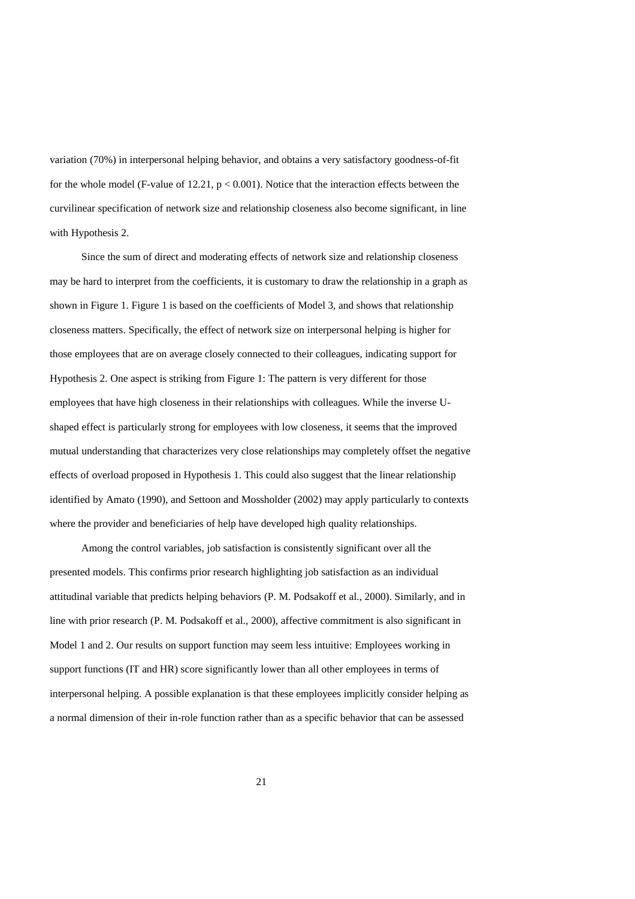variation (70%) in interpersonal helping behavior, and obtains a very satisfactory goodness-of-fit for the whole model (F-value of 12.21, $p < 0.001$). Notice that the interaction effects between the curvilinear specification of network size and relationship closeness also become significant, in line with Hypothesis 2.

Since the sum of direct and moderating effects of network size and relationship closeness may be hard to interpret from the coefficients, it is customary to draw the relationship in a graph as shown in Figure 1. Figure 1 is based on the coefficients of Model 3, and shows that relationship closeness matters. Specifically, the effect of network size on interpersonal helping is higher for those employees that are on average closely connected to their colleagues, indicating support for Hypothesis 2. One aspect is striking from Figure 1: The pattern is very different for those employees that have high closeness in their relationships with colleagues. While the inverse U-shaped effect is particularly strong for employees with low closeness, it seems that the improved mutual understanding that characterizes very close relationships may completely offset the negative effects of overload proposed in Hypothesis 1. This could also suggest that the linear relationship identified by Amato (1990), and Settoon and Mossholder (2002) may apply particularly to contexts where the provider and beneficiaries of help have developed high quality relationships.

Among the control variables, job satisfaction is consistently significant over all the presented models. This confirms prior research highlighting job satisfaction as an individual attitudinal variable that predicts helping behaviors (P. M. Podsakoff et al., 2000). Similarly, and in line with prior research (P. M. Podsakoff et al., 2000), affective commitment is also significant in Model 1 and 2. Our results on support function may seem less intuitive: Employees working in support functions (IT and HR) score significantly lower than all other employees in terms of interpersonal helping. A possible explanation is that these employees implicitly consider helping as a normal dimension of their in-role function rather than as a specific behavior that can be assessed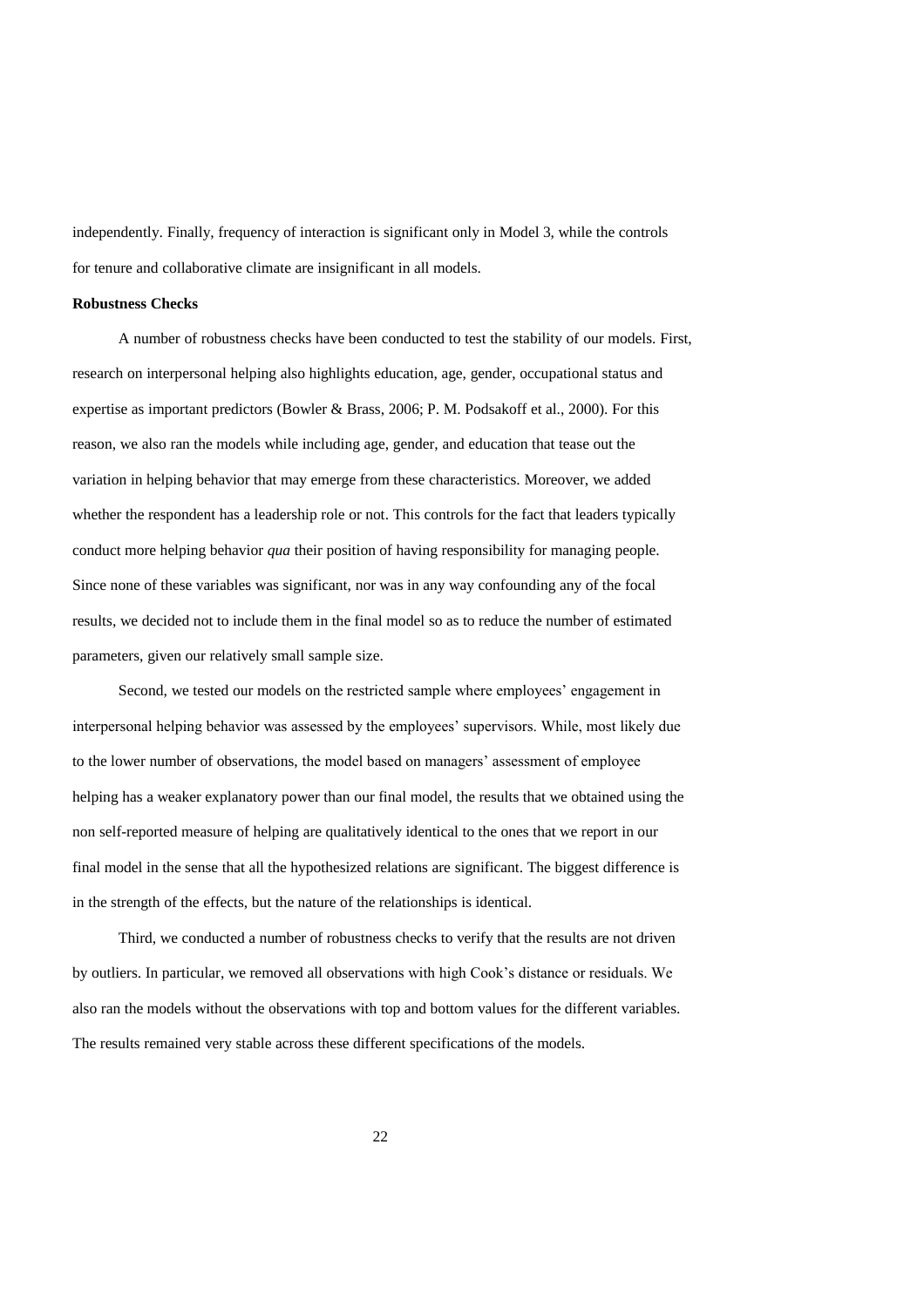independently. Finally, frequency of interaction is significant only in Model 3, while the controls for tenure and collaborative climate are insignificant in all models.

**Robustness Checks**

A number of robustness checks have been conducted to test the stability of our models. First, research on interpersonal helping also highlights education, age, gender, occupational status and expertise as important predictors (Bowler & Brass, 2006; P. M. Podsakoff et al., 2000). For this reason, we also ran the models while including age, gender, and education that tease out the variation in helping behavior that may emerge from these characteristics. Moreover, we added whether the respondent has a leadership role or not. This controls for the fact that leaders typically conduct more helping behavior *qua* their position of having responsibility for managing people. Since none of these variables was significant, nor was in any way confounding any of the focal results, we decided not to include them in the final model so as to reduce the number of estimated parameters, given our relatively small sample size.

Second, we tested our models on the restricted sample where employees' engagement in interpersonal helping behavior was assessed by the employees' supervisors. While, most likely due to the lower number of observations, the model based on managers' assessment of employee helping has a weaker explanatory power than our final model, the results that we obtained using the non self-reported measure of helping are qualitatively identical to the ones that we report in our final model in the sense that all the hypothesized relations are significant. The biggest difference is in the strength of the effects, but the nature of the relationships is identical.

Third, we conducted a number of robustness checks to verify that the results are not driven by outliers. In particular, we removed all observations with high Cook's distance or residuals. We also ran the models without the observations with top and bottom values for the different variables. The results remained very stable across these different specifications of the models.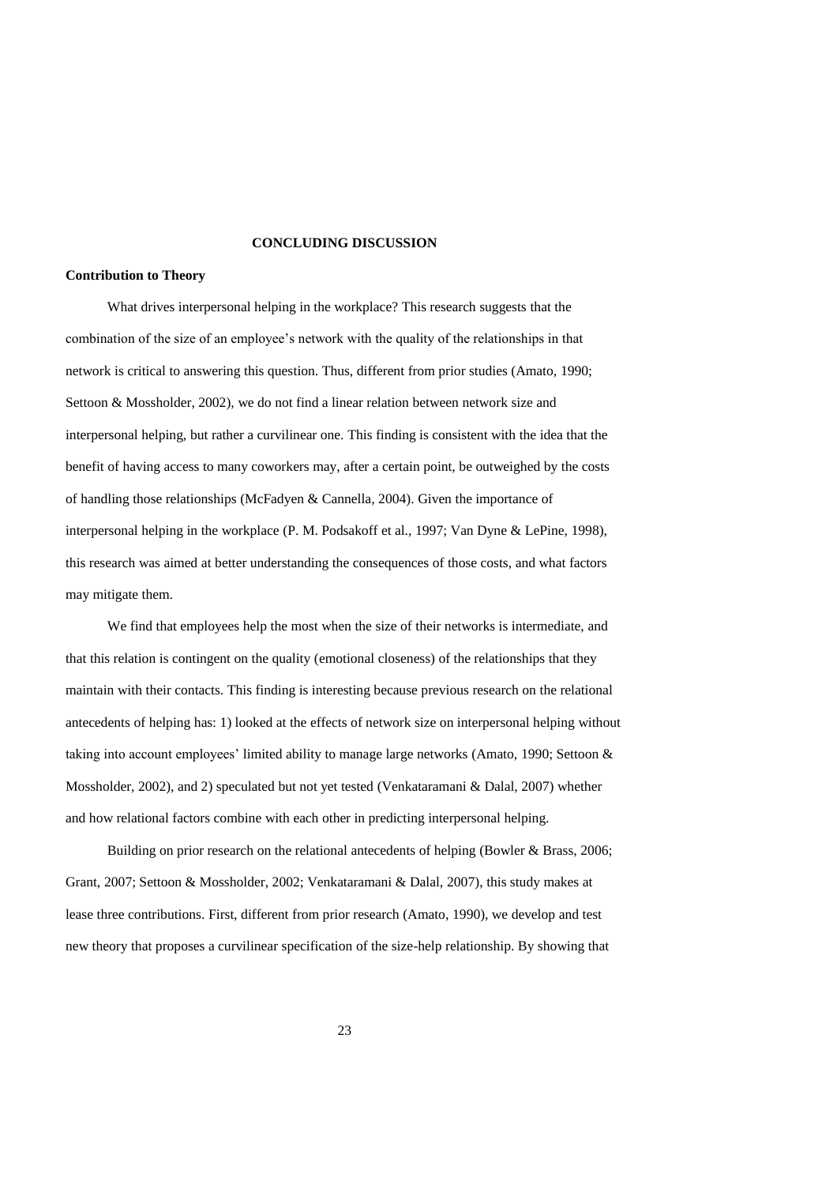## CONCLUDING DISCUSSION

### Contribution to Theory

What drives interpersonal helping in the workplace? This research suggests that the combination of the size of an employee's network with the quality of the relationships in that network is critical to answering this question. Thus, different from prior studies (Amato, 1990; Settoon & Mossholder, 2002), we do not find a linear relation between network size and interpersonal helping, but rather a curvilinear one. This finding is consistent with the idea that the benefit of having access to many coworkers may, after a certain point, be outweighed by the costs of handling those relationships (McFadyen & Cannella, 2004). Given the importance of interpersonal helping in the workplace (P. M. Podsakoff et al., 1997; Van Dyne & LePine, 1998), this research was aimed at better understanding the consequences of those costs, and what factors may mitigate them.

We find that employees help the most when the size of their networks is intermediate, and that this relation is contingent on the quality (emotional closeness) of the relationships that they maintain with their contacts. This finding is interesting because previous research on the relational antecedents of helping has: 1) looked at the effects of network size on interpersonal helping without taking into account employees' limited ability to manage large networks (Amato, 1990; Settoon & Mossholder, 2002), and 2) speculated but not yet tested (Venkataramani & Dalal, 2007) whether and how relational factors combine with each other in predicting interpersonal helping.

Building on prior research on the relational antecedents of helping (Bowler & Brass, 2006; Grant, 2007; Settoon & Mossholder, 2002; Venkataramani & Dalal, 2007), this study makes at lease three contributions. First, different from prior research (Amato, 1990), we develop and test new theory that proposes a curvilinear specification of the size-help relationship. By showing that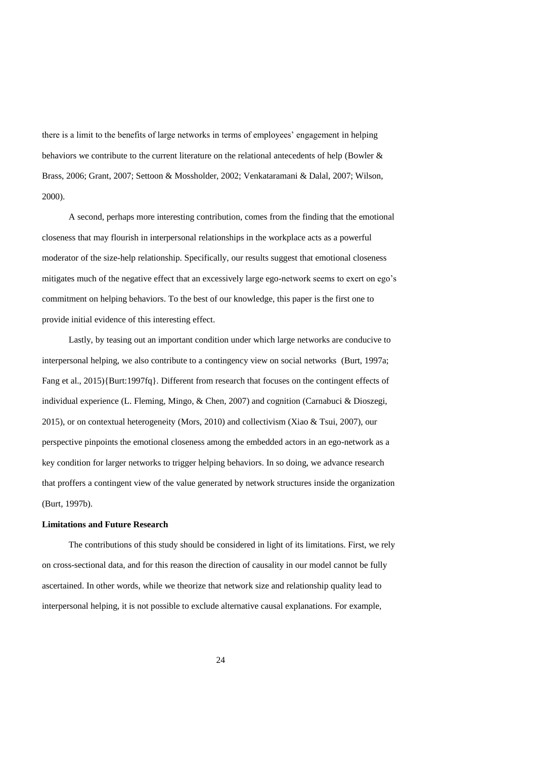there is a limit to the benefits of large networks in terms of employees' engagement in helping behaviors we contribute to the current literature on the relational antecedents of help (Bowler & Brass, 2006; Grant, 2007; Settoon & Mossholder, 2002; Venkataramani & Dalal, 2007; Wilson, 2000).

A second, perhaps more interesting contribution, comes from the finding that the emotional closeness that may flourish in interpersonal relationships in the workplace acts as a powerful moderator of the size-help relationship. Specifically, our results suggest that emotional closeness mitigates much of the negative effect that an excessively large ego-network seems to exert on ego's commitment on helping behaviors. To the best of our knowledge, this paper is the first one to provide initial evidence of this interesting effect.

Lastly, by teasing out an important condition under which large networks are conducive to interpersonal helping, we also contribute to a contingency view on social networks (Burt, 1997a; Fang et al., 2015){Burt:1997fq}. Different from research that focuses on the contingent effects of individual experience (L. Fleming, Mingo, & Chen, 2007) and cognition (Carnabuci & Dioszegi, 2015), or on contextual heterogeneity (Mors, 2010) and collectivism (Xiao & Tsui, 2007), our perspective pinpoints the emotional closeness among the embedded actors in an ego-network as a key condition for larger networks to trigger helping behaviors. In so doing, we advance research that proffers a contingent view of the value generated by network structures inside the organization (Burt, 1997b).

**Limitations and Future Research**

The contributions of this study should be considered in light of its limitations. First, we rely on cross-sectional data, and for this reason the direction of causality in our model cannot be fully ascertained. In other words, while we theorize that network size and relationship quality lead to interpersonal helping, it is not possible to exclude alternative causal explanations. For example,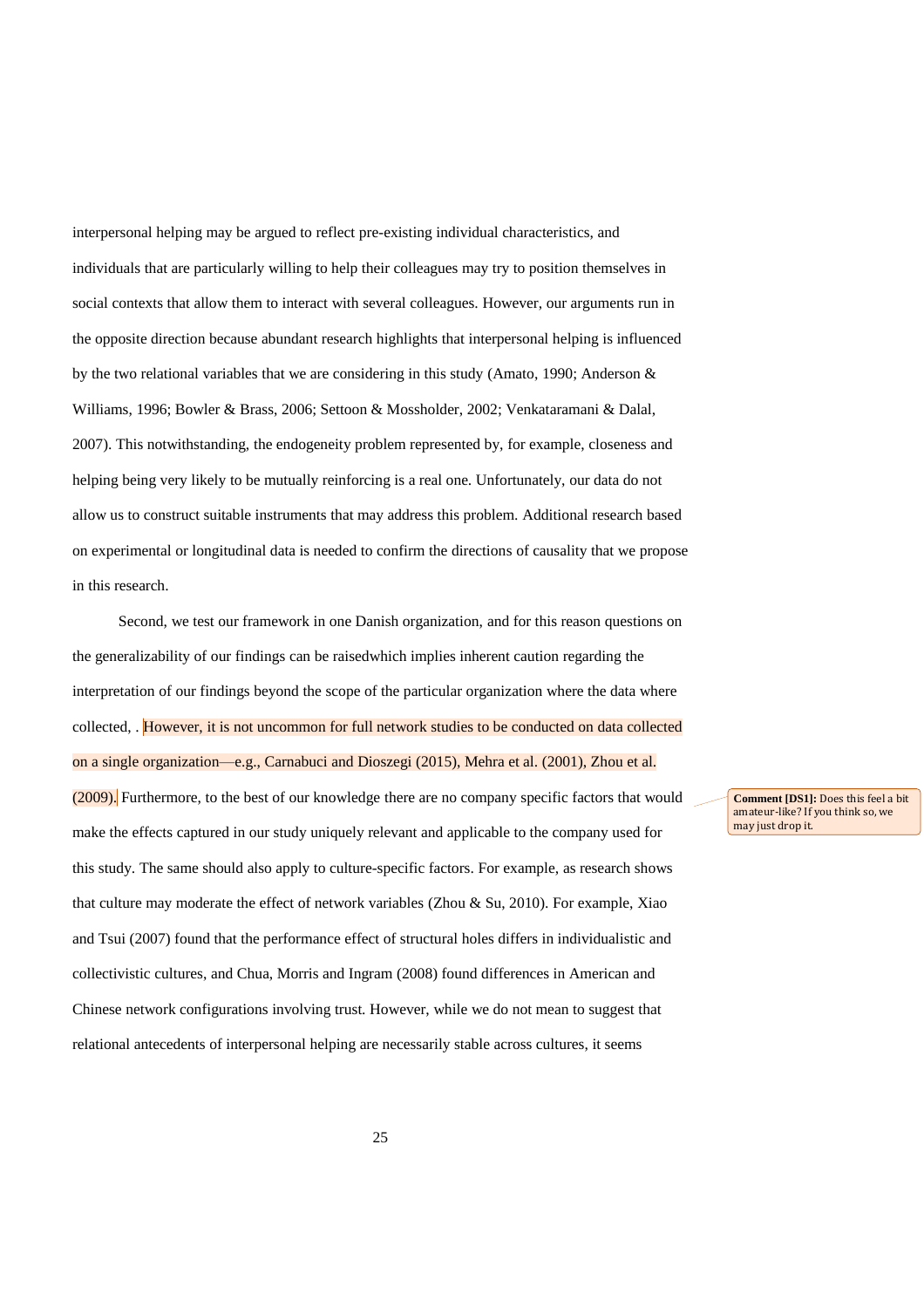interpersonal helping may be argued to reflect pre-existing individual characteristics, and individuals that are particularly willing to help their colleagues may try to position themselves in social contexts that allow them to interact with several colleagues. However, our arguments run in the opposite direction because abundant research highlights that interpersonal helping is influenced by the two relational variables that we are considering in this study (Amato, 1990; Anderson & Williams, 1996; Bowler & Brass, 2006; Settoon & Mossholder, 2002; Venkataramani & Dalal, 2007). This notwithstanding, the endogeneity problem represented by, for example, closeness and helping being very likely to be mutually reinforcing is a real one. Unfortunately, our data do not allow us to construct suitable instruments that may address this problem. Additional research based on experimental or longitudinal data is needed to confirm the directions of causality that we propose in this research.

Second, we test our framework in one Danish organization, and for this reason questions on the generalizability of our findings can be raisedwhich implies inherent caution regarding the interpretation of our findings beyond the scope of the particular organization where the data where collected, . However, it is not uncommon for full network studies to be conducted on data collected on a single organization—e.g., Carnabuci and Dioszegi (2015), Mehra et al. (2001), Zhou et al. (2009). Furthermore, to the best of our knowledge there are no company specific factors that would make the effects captured in our study uniquely relevant and applicable to the company used for this study. The same should also apply to culture-specific factors. For example, as research shows that culture may moderate the effect of network variables (Zhou & Su, 2010). For example, Xiao and Tsui (2007) found that the performance effect of structural holes differs in individualistic and collectivistic cultures, and Chua, Morris and Ingram (2008) found differences in American and Chinese network configurations involving trust. However, while we do not mean to suggest that relational antecedents of interpersonal helping are necessarily stable across cultures, it seems

**Comment [DS1]:** Does this feel a bit amateur-like? If you think so, we may just drop it.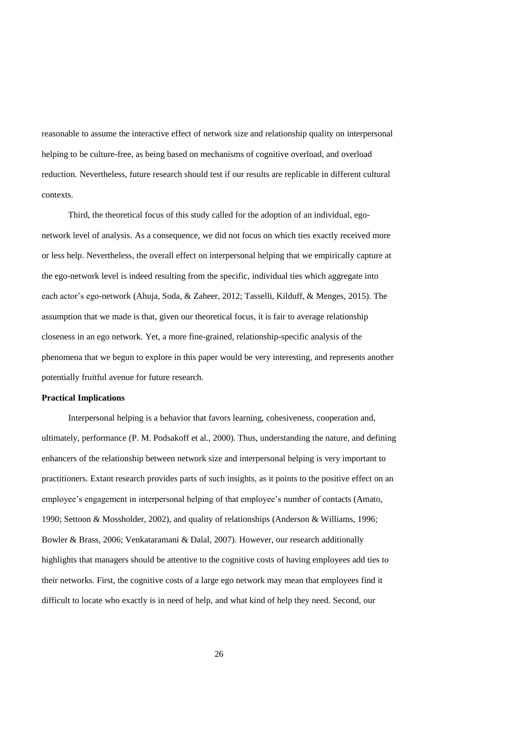reasonable to assume the interactive effect of network size and relationship quality on interpersonal helping to be culture-free, as being based on mechanisms of cognitive overload, and overload reduction. Nevertheless, future research should test if our results are replicable in different cultural contexts.

Third, the theoretical focus of this study called for the adoption of an individual, ego-network level of analysis. As a consequence, we did not focus on which ties exactly received more or less help. Nevertheless, the overall effect on interpersonal helping that we empirically capture at the ego-network level is indeed resulting from the specific, individual ties which aggregate into each actor's ego-network (Ahuja, Soda, & Zaheer, 2012; Tasselli, Kilduff, & Menges, 2015). The assumption that we made is that, given our theoretical focus, it is fair to average relationship closeness in an ego network. Yet, a more fine-grained, relationship-specific analysis of the phenomena that we begun to explore in this paper would be very interesting, and represents another potentially fruitful avenue for future research.

**Practical Implications**

Interpersonal helping is a behavior that favors learning, cohesiveness, cooperation and, ultimately, performance (P. M. Podsakoff et al., 2000). Thus, understanding the nature, and defining enhancers of the relationship between network size and interpersonal helping is very important to practitioners. Extant research provides parts of such insights, as it points to the positive effect on an employee's engagement in interpersonal helping of that employee's number of contacts (Amato, 1990; Settoon & Mossholder, 2002), and quality of relationships (Anderson & Williams, 1996; Bowler & Brass, 2006; Venkataramani & Dalal, 2007). However, our research additionally highlights that managers should be attentive to the cognitive costs of having employees add ties to their networks. First, the cognitive costs of a large ego network may mean that employees find it difficult to locate who exactly is in need of help, and what kind of help they need. Second, our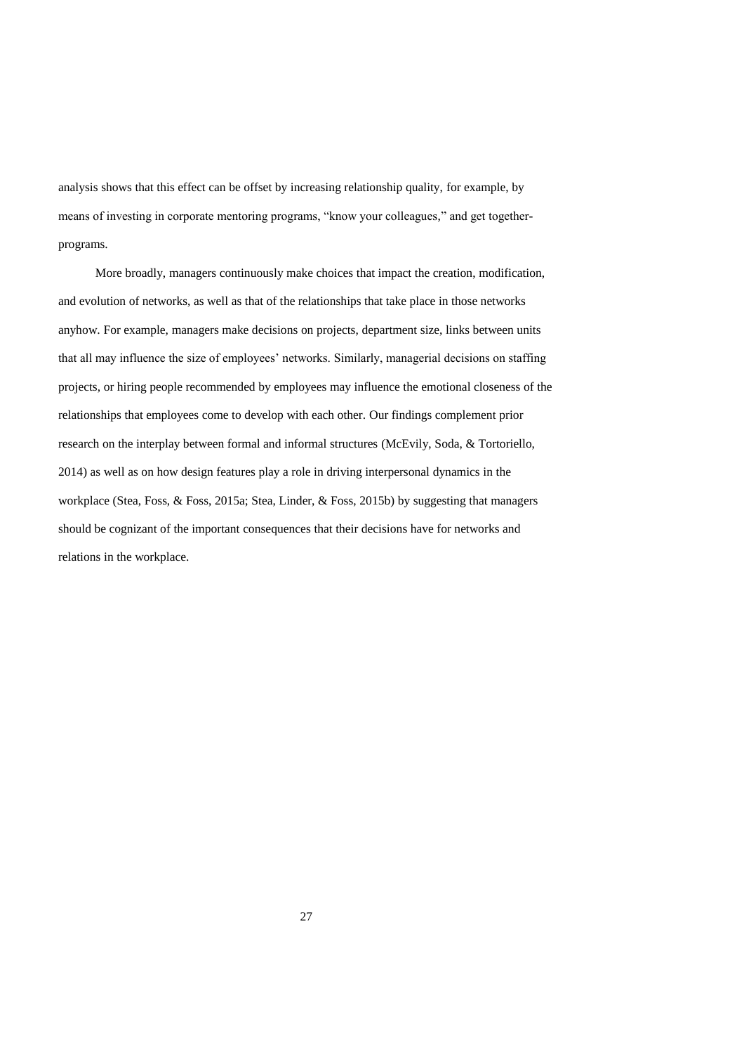analysis shows that this effect can be offset by increasing relationship quality, for example, by means of investing in corporate mentoring programs, "know your colleagues," and get together-programs.

More broadly, managers continuously make choices that impact the creation, modification, and evolution of networks, as well as that of the relationships that take place in those networks anyhow. For example, managers make decisions on projects, department size, links between units that all may influence the size of employees' networks. Similarly, managerial decisions on staffing projects, or hiring people recommended by employees may influence the emotional closeness of the relationships that employees come to develop with each other. Our findings complement prior research on the interplay between formal and informal structures (McEvily, Soda, & Tortoriello, 2014) as well as on how design features play a role in driving interpersonal dynamics in the workplace (Stea, Foss, & Foss, 2015a; Stea, Linder, & Foss, 2015b) by suggesting that managers should be cognizant of the important consequences that their decisions have for networks and relations in the workplace.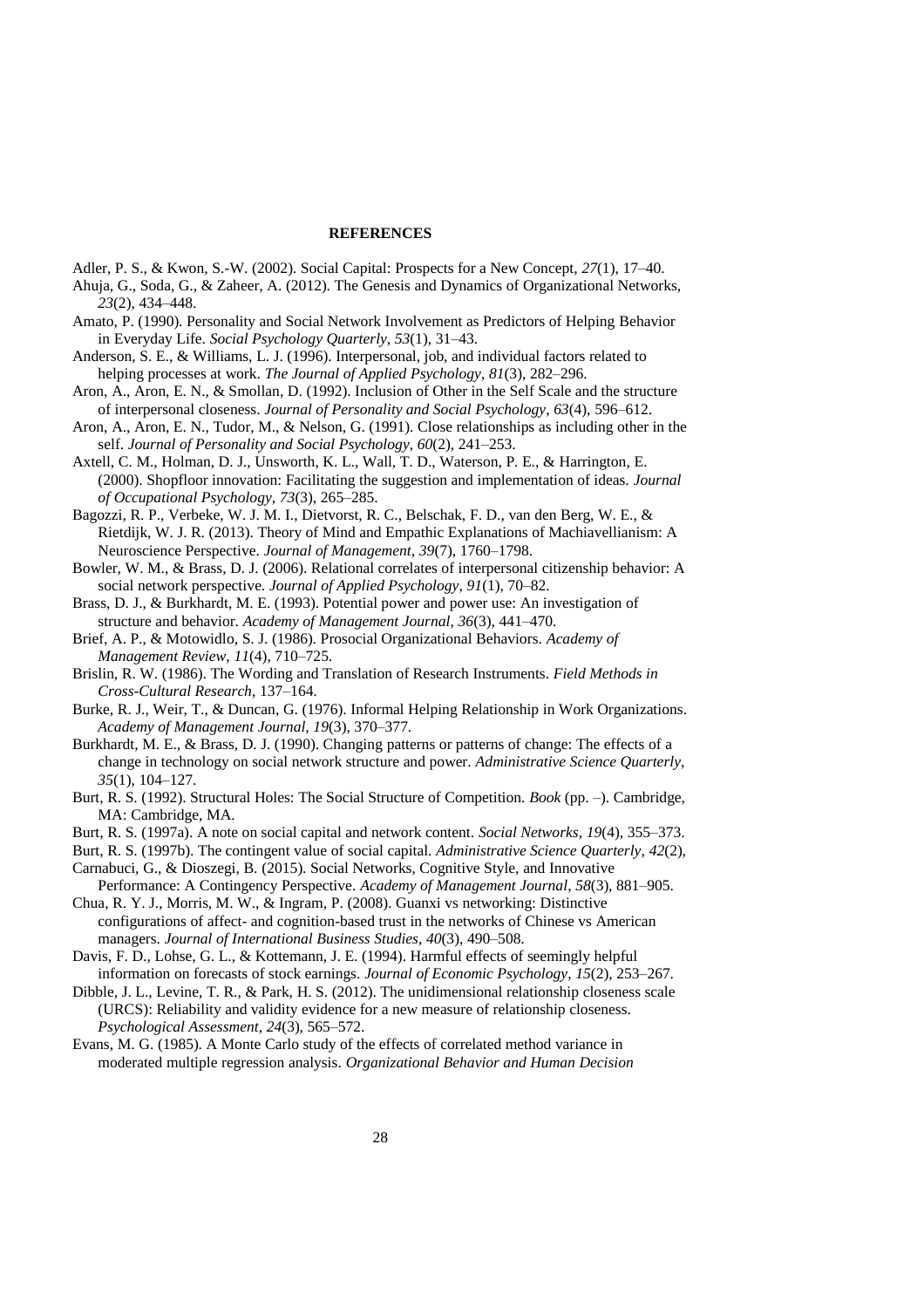## REFERENCES

Adler, P. S., & Kwon, S.-W. (2002). Social Capital: Prospects for a New Concept, *27*(1), 17–40.

Ahuja, G., Soda, G., & Zaheer, A. (2012). The Genesis and Dynamics of Organizational Networks, *23*(2), 434–448.

Amato, P. (1990). Personality and Social Network Involvement as Predictors of Helping Behavior in Everyday Life. *Social Psychology Quarterly*, *53*(1), 31–43.

Anderson, S. E., & Williams, L. J. (1996). Interpersonal, job, and individual factors related to helping processes at work. *The Journal of Applied Psychology*, *81*(3), 282–296.

Aron, A., Aron, E. N., & Smollan, D. (1992). Inclusion of Other in the Self Scale and the structure of interpersonal closeness. *Journal of Personality and Social Psychology*, *63*(4), 596–612.

Aron, A., Aron, E. N., Tudor, M., & Nelson, G. (1991). Close relationships as including other in the self. *Journal of Personality and Social Psychology*, *60*(2), 241–253.

Axtell, C. M., Holman, D. J., Unsworth, K. L., Wall, T. D., Waterson, P. E., & Harrington, E. (2000). Shopfloor innovation: Facilitating the suggestion and implementation of ideas. *Journal of Occupational Psychology*, *73*(3), 265–285.

Bagozzi, R. P., Verbeke, W. J. M. I., Dietvorst, R. C., Belschak, F. D., van den Berg, W. E., & Rietdijk, W. J. R. (2013). Theory of Mind and Empathic Explanations of Machiavellianism: A Neuroscience Perspective. *Journal of Management*, *39*(7), 1760–1798.

Bowler, W. M., & Brass, D. J. (2006). Relational correlates of interpersonal citizenship behavior: A social network perspective. *Journal of Applied Psychology*, *91*(1), 70–82.

Brass, D. J., & Burkhardt, M. E. (1993). Potential power and power use: An investigation of structure and behavior. *Academy of Management Journal*, *36*(3), 441–470.

Brief, A. P., & Motowidlo, S. J. (1986). Prosocial Organizational Behaviors. *Academy of Management Review*, *11*(4), 710–725.

Brislin, R. W. (1986). The Wording and Translation of Research Instruments. *Field Methods in Cross-Cultural Research*, 137–164.

Burke, R. J., Weir, T., & Duncan, G. (1976). Informal Helping Relationship in Work Organizations. *Academy of Management Journal*, *19*(3), 370–377.

Burkhardt, M. E., & Brass, D. J. (1990). Changing patterns or patterns of change: The effects of a change in technology on social network structure and power. *Administrative Science Quarterly*, *35*(1), 104–127.

Burt, R. S. (1992). Structural Holes: The Social Structure of Competition. *Book* (pp. –). Cambridge, MA: Cambridge, MA.

Burt, R. S. (1997a). A note on social capital and network content. *Social Networks*, *19*(4), 355–373.

Burt, R. S. (1997b). The contingent value of social capital. *Administrative Science Quarterly*, *42*(2),

Carnabuci, G., & Dioszegi, B. (2015). Social Networks, Cognitive Style, and Innovative Performance: A Contingency Perspective. *Academy of Management Journal*, *58*(3), 881–905.

Chua, R. Y. J., Morris, M. W., & Ingram, P. (2008). Guanxi vs networking: Distinctive configurations of affect- and cognition-based trust in the networks of Chinese vs American managers. *Journal of International Business Studies*, *40*(3), 490–508.

Davis, F. D., Lohse, G. L., & Kottemann, J. E. (1994). Harmful effects of seemingly helpful information on forecasts of stock earnings. *Journal of Economic Psychology*, *15*(2), 253–267.

Dibble, J. L., Levine, T. R., & Park, H. S. (2012). The unidimensional relationship closeness scale (URCS): Reliability and validity evidence for a new measure of relationship closeness. *Psychological Assessment*, *24*(3), 565–572.

Evans, M. G. (1985). A Monte Carlo study of the effects of correlated method variance in moderated multiple regression analysis. *Organizational Behavior and Human Decision*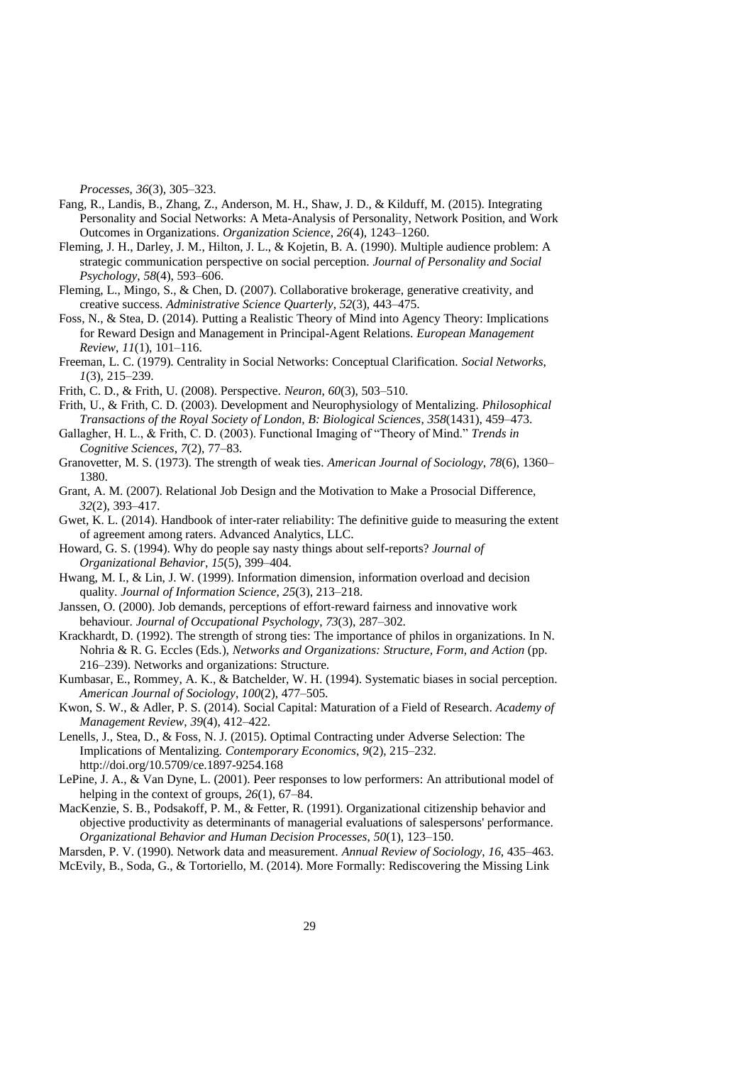*Processes*, *36*(3), 305–323.

Fang, R., Landis, B., Zhang, Z., Anderson, M. H., Shaw, J. D., & Kilduff, M. (2015). Integrating Personality and Social Networks: A Meta-Analysis of Personality, Network Position, and Work Outcomes in Organizations. *Organization Science*, *26*(4), 1243–1260.

Fleming, J. H., Darley, J. M., Hilton, J. L., & Kojetin, B. A. (1990). Multiple audience problem: A strategic communication perspective on social perception. *Journal of Personality and Social Psychology*, *58*(4), 593–606.

Fleming, L., Mingo, S., & Chen, D. (2007). Collaborative brokerage, generative creativity, and creative success. *Administrative Science Quarterly*, *52*(3), 443–475.

Foss, N., & Stea, D. (2014). Putting a Realistic Theory of Mind into Agency Theory: Implications for Reward Design and Management in Principal-Agent Relations. *European Management Review*, *11*(1), 101–116.

Freeman, L. C. (1979). Centrality in Social Networks: Conceptual Clarification. *Social Networks*, *1*(3), 215–239.

Frith, C. D., & Frith, U. (2008). Perspective. *Neuron*, *60*(3), 503–510.

Frith, U., & Frith, C. D. (2003). Development and Neurophysiology of Mentalizing. *Philosophical Transactions of the Royal Society of London, B: Biological Sciences*, *358*(1431), 459–473.

Gallagher, H. L., & Frith, C. D. (2003). Functional Imaging of "Theory of Mind." *Trends in Cognitive Sciences*, *7*(2), 77–83.

Granovetter, M. S. (1973). The strength of weak ties. *American Journal of Sociology*, *78*(6), 1360–1380.

Grant, A. M. (2007). Relational Job Design and the Motivation to Make a Prosocial Difference, *32*(2), 393–417.

Gwet, K. L. (2014). Handbook of inter-rater reliability: The definitive guide to measuring the extent of agreement among raters. Advanced Analytics, LLC.

Howard, G. S. (1994). Why do people say nasty things about self-reports? *Journal of Organizational Behavior*, *15*(5), 399–404.

Hwang, M. I., & Lin, J. W. (1999). Information dimension, information overload and decision quality. *Journal of Information Science*, *25*(3), 213–218.

Janssen, O. (2000). Job demands, perceptions of effort-reward fairness and innovative work behaviour. *Journal of Occupational Psychology*, *73*(3), 287–302.

Krackhardt, D. (1992). The strength of strong ties: The importance of philos in organizations. In N. Nohria & R. G. Eccles (Eds.), *Networks and Organizations: Structure, Form, and Action* (pp. 216–239). Networks and organizations: Structure.

Kumbasar, E., Rommey, A. K., & Batchelder, W. H. (1994). Systematic biases in social perception. *American Journal of Sociology*, *100*(2), 477–505.

Kwon, S. W., & Adler, P. S. (2014). Social Capital: Maturation of a Field of Research. *Academy of Management Review*, *39*(4), 412–422.

Lenells, J., Stea, D., & Foss, N. J. (2015). Optimal Contracting under Adverse Selection: The Implications of Mentalizing. *Contemporary Economics*, *9*(2), 215–232. http://doi.org/10.5709/ce.1897-9254.168

LePine, J. A., & Van Dyne, L. (2001). Peer responses to low performers: An attributional model of helping in the context of groups, *26*(1), 67–84.

MacKenzie, S. B., Podsakoff, P. M., & Fetter, R. (1991). Organizational citizenship behavior and objective productivity as determinants of managerial evaluations of salespersons' performance. *Organizational Behavior and Human Decision Processes*, *50*(1), 123–150.

Marsden, P. V. (1990). Network data and measurement. *Annual Review of Sociology*, *16*, 435–463.

McEvily, B., Soda, G., & Tortoriello, M. (2014). More Formally: Rediscovering the Missing Link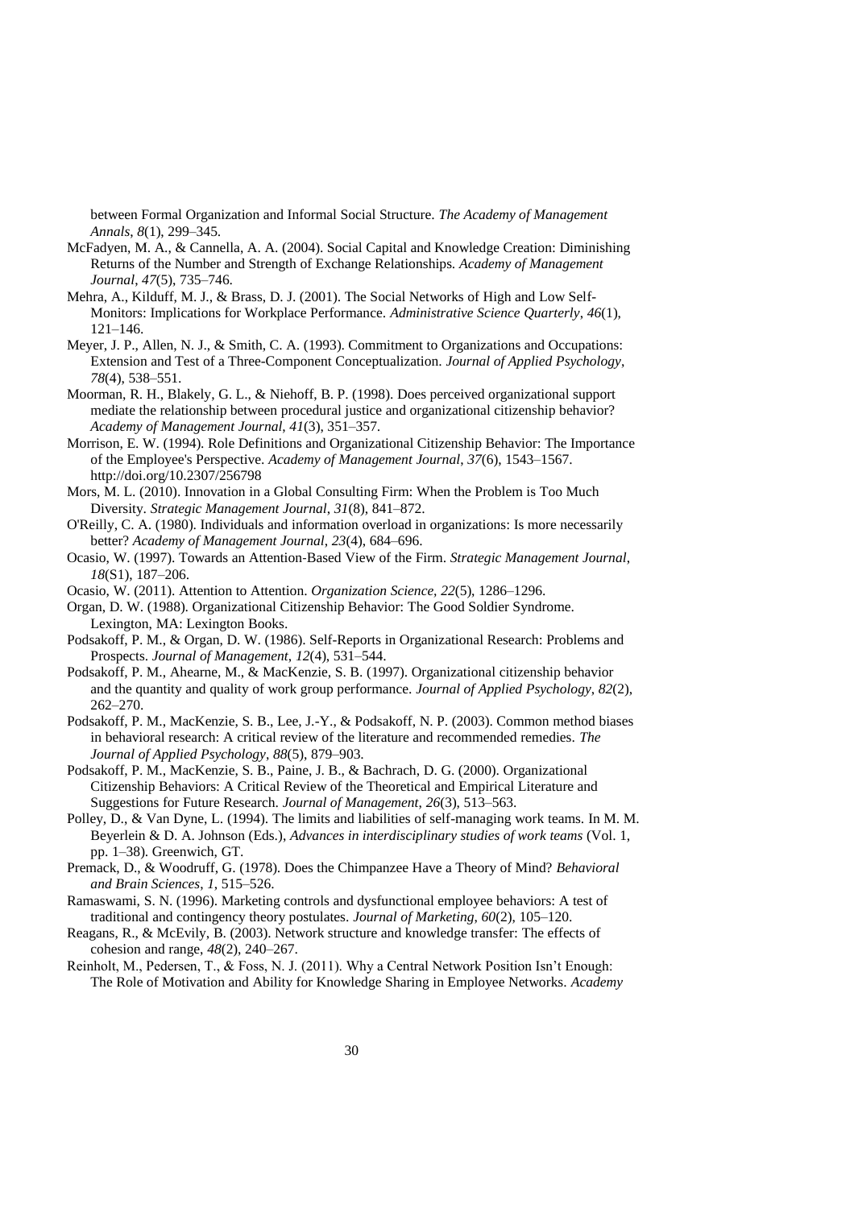between Formal Organization and Informal Social Structure. *The Academy of Management Annals*, *8*(1), 299–345.

McFadyen, M. A., & Cannella, A. A. (2004). Social Capital and Knowledge Creation: Diminishing Returns of the Number and Strength of Exchange Relationships. *Academy of Management Journal*, *47*(5), 735–746.

Mehra, A., Kilduff, M. J., & Brass, D. J. (2001). The Social Networks of High and Low Self-Monitors: Implications for Workplace Performance. *Administrative Science Quarterly*, *46*(1), 121–146.

Meyer, J. P., Allen, N. J., & Smith, C. A. (1993). Commitment to Organizations and Occupations: Extension and Test of a Three-Component Conceptualization. *Journal of Applied Psychology*, *78*(4), 538–551.

Moorman, R. H., Blakely, G. L., & Niehoff, B. P. (1998). Does perceived organizational support mediate the relationship between procedural justice and organizational citizenship behavior? *Academy of Management Journal*, *41*(3), 351–357.

Morrison, E. W. (1994). Role Definitions and Organizational Citizenship Behavior: The Importance of the Employee's Perspective. *Academy of Management Journal*, *37*(6), 1543–1567. http://doi.org/10.2307/256798

Mors, M. L. (2010). Innovation in a Global Consulting Firm: When the Problem is Too Much Diversity. *Strategic Management Journal*, *31*(8), 841–872.

O'Reilly, C. A. (1980). Individuals and information overload in organizations: Is more necessarily better? *Academy of Management Journal*, *23*(4), 684–696.

Ocasio, W. (1997). Towards an Attention-Based View of the Firm. *Strategic Management Journal*, *18*(S1), 187–206.

Ocasio, W. (2011). Attention to Attention. *Organization Science*, *22*(5), 1286–1296.

Organ, D. W. (1988). Organizational Citizenship Behavior: The Good Soldier Syndrome. Lexington, MA: Lexington Books.

Podsakoff, P. M., & Organ, D. W. (1986). Self-Reports in Organizational Research: Problems and Prospects. *Journal of Management*, *12*(4), 531–544.

Podsakoff, P. M., Ahearne, M., & MacKenzie, S. B. (1997). Organizational citizenship behavior and the quantity and quality of work group performance. *Journal of Applied Psychology*, *82*(2), 262–270.

Podsakoff, P. M., MacKenzie, S. B., Lee, J.-Y., & Podsakoff, N. P. (2003). Common method biases in behavioral research: A critical review of the literature and recommended remedies. *The Journal of Applied Psychology*, *88*(5), 879–903.

Podsakoff, P. M., MacKenzie, S. B., Paine, J. B., & Bachrach, D. G. (2000). Organizational Citizenship Behaviors: A Critical Review of the Theoretical and Empirical Literature and Suggestions for Future Research. *Journal of Management*, *26*(3), 513–563.

Polley, D., & Van Dyne, L. (1994). The limits and liabilities of self-managing work teams. In M. M. Beyerlein & D. A. Johnson (Eds.), *Advances in interdisciplinary studies of work teams* (Vol. 1, pp. 1–38). Greenwich, GT.

Premack, D., & Woodruff, G. (1978). Does the Chimpanzee Have a Theory of Mind? *Behavioral and Brain Sciences*, *1*, 515–526.

Ramaswami, S. N. (1996). Marketing controls and dysfunctional employee behaviors: A test of traditional and contingency theory postulates. *Journal of Marketing*, *60*(2), 105–120.

Reagans, R., & McEvily, B. (2003). Network structure and knowledge transfer: The effects of cohesion and range, *48*(2), 240–267.

Reinholt, M., Pedersen, T., & Foss, N. J. (2011). Why a Central Network Position Isn't Enough: The Role of Motivation and Ability for Knowledge Sharing in Employee Networks. *Academy*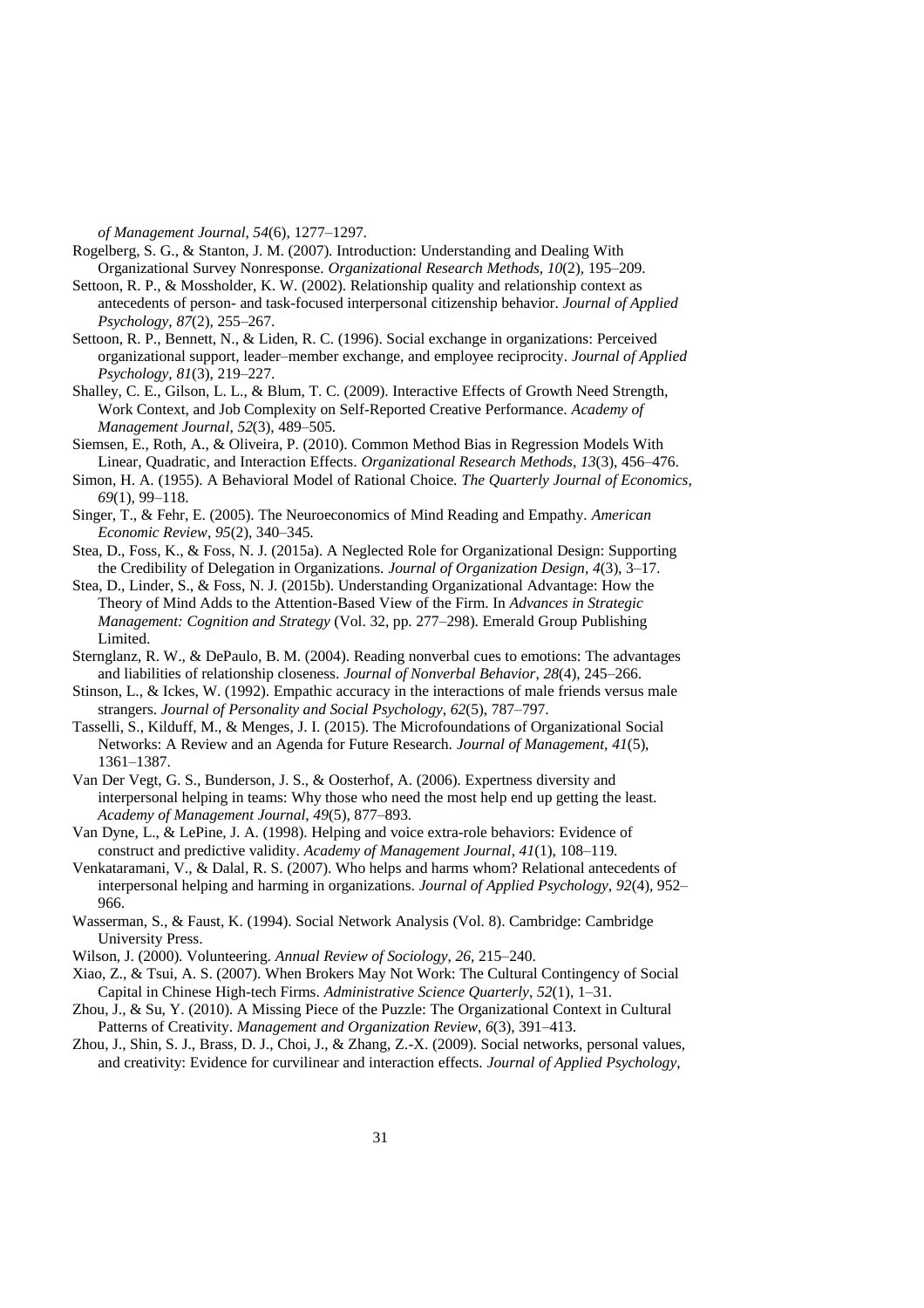*of Management Journal*, *54*(6), 1277–1297.

Rogelberg, S. G., & Stanton, J. M. (2007). Introduction: Understanding and Dealing With Organizational Survey Nonresponse. *Organizational Research Methods*, *10*(2), 195–209.

Settoon, R. P., & Mossholder, K. W. (2002). Relationship quality and relationship context as antecedents of person- and task-focused interpersonal citizenship behavior. *Journal of Applied Psychology*, *87*(2), 255–267.

Settoon, R. P., Bennett, N., & Liden, R. C. (1996). Social exchange in organizations: Perceived organizational support, leader–member exchange, and employee reciprocity. *Journal of Applied Psychology*, *81*(3), 219–227.

Shalley, C. E., Gilson, L. L., & Blum, T. C. (2009). Interactive Effects of Growth Need Strength, Work Context, and Job Complexity on Self-Reported Creative Performance. *Academy of Management Journal*, *52*(3), 489–505.

Siemsen, E., Roth, A., & Oliveira, P. (2010). Common Method Bias in Regression Models With Linear, Quadratic, and Interaction Effects. *Organizational Research Methods*, *13*(3), 456–476.

Simon, H. A. (1955). A Behavioral Model of Rational Choice. *The Quarterly Journal of Economics*, *69*(1), 99–118.

Singer, T., & Fehr, E. (2005). The Neuroeconomics of Mind Reading and Empathy. *American Economic Review*, *95*(2), 340–345.

Stea, D., Foss, K., & Foss, N. J. (2015a). A Neglected Role for Organizational Design: Supporting the Credibility of Delegation in Organizations. *Journal of Organization Design*, *4*(3), 3–17.

Stea, D., Linder, S., & Foss, N. J. (2015b). Understanding Organizational Advantage: How the Theory of Mind Adds to the Attention-Based View of the Firm. In *Advances in Strategic Management: Cognition and Strategy* (Vol. 32, pp. 277–298). Emerald Group Publishing Limited.

Sternglanz, R. W., & DePaulo, B. M. (2004). Reading nonverbal cues to emotions: The advantages and liabilities of relationship closeness. *Journal of Nonverbal Behavior*, *28*(4), 245–266.

Stinson, L., & Ickes, W. (1992). Empathic accuracy in the interactions of male friends versus male strangers. *Journal of Personality and Social Psychology*, *62*(5), 787–797.

Tasselli, S., Kilduff, M., & Menges, J. I. (2015). The Microfoundations of Organizational Social Networks: A Review and an Agenda for Future Research. *Journal of Management*, *41*(5), 1361–1387.

Van Der Vegt, G. S., Bunderson, J. S., & Oosterhof, A. (2006). Expertness diversity and interpersonal helping in teams: Why those who need the most help end up getting the least. *Academy of Management Journal*, *49*(5), 877–893.

Van Dyne, L., & LePine, J. A. (1998). Helping and voice extra-role behaviors: Evidence of construct and predictive validity. *Academy of Management Journal*, *41*(1), 108–119.

Venkataramani, V., & Dalal, R. S. (2007). Who helps and harms whom? Relational antecedents of interpersonal helping and harming in organizations. *Journal of Applied Psychology*, *92*(4), 952–966.

Wasserman, S., & Faust, K. (1994). Social Network Analysis (Vol. 8). Cambridge: Cambridge University Press.

Wilson, J. (2000). Volunteering. *Annual Review of Sociology*, *26*, 215–240.

Xiao, Z., & Tsui, A. S. (2007). When Brokers May Not Work: The Cultural Contingency of Social Capital in Chinese High-tech Firms. *Administrative Science Quarterly*, *52*(1), 1–31.

Zhou, J., & Su, Y. (2010). A Missing Piece of the Puzzle: The Organizational Context in Cultural Patterns of Creativity. *Management and Organization Review*, *6*(3), 391–413.

Zhou, J., Shin, S. J., Brass, D. J., Choi, J., & Zhang, Z.-X. (2009). Social networks, personal values, and creativity: Evidence for curvilinear and interaction effects. *Journal of Applied Psychology*,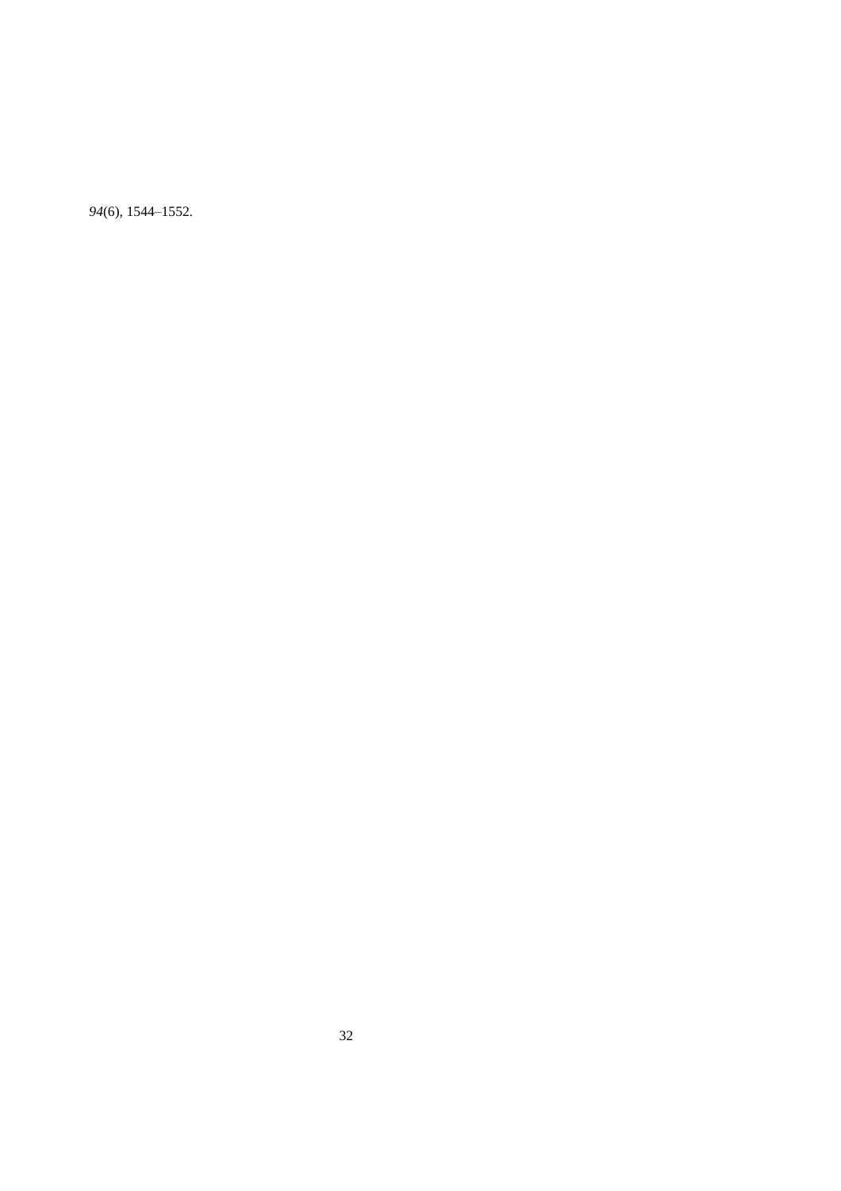*94*(6), 1544–1552.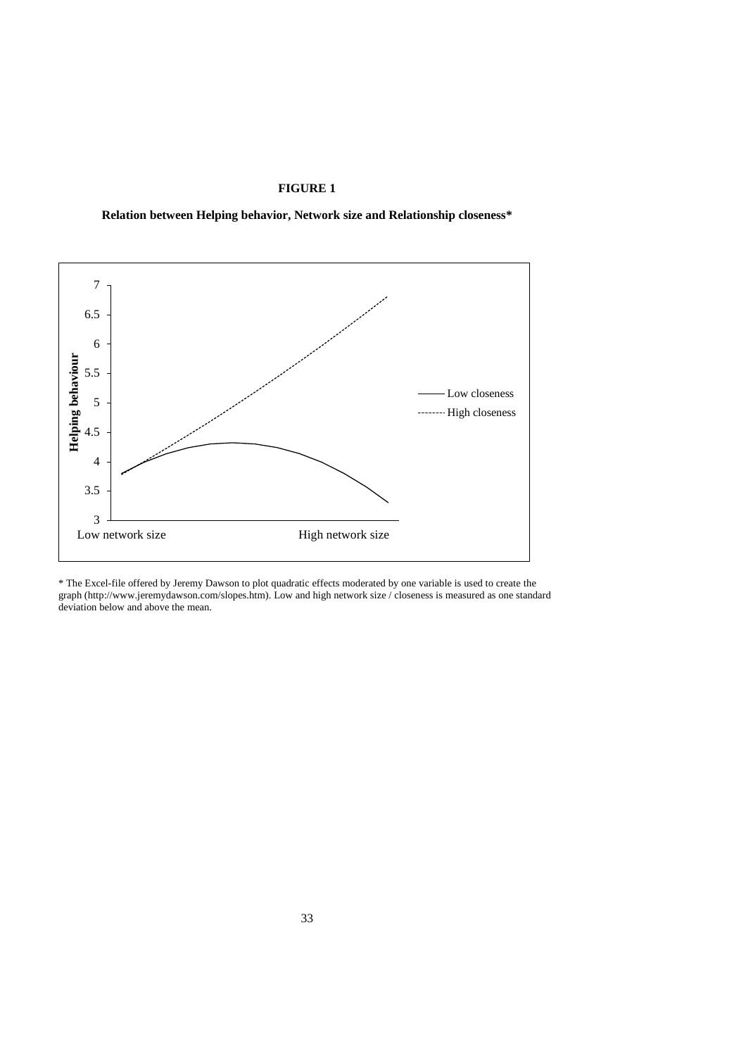**FIGURE 1**

**Relation between Helping behavior, Network size and Relationship closeness***

\* The Excel-file offered by Jeremy Dawson to plot quadratic effects moderated by one variable is used to create the graph (http://www.jeremydawson.com/slopes.htm). Low and high network size / closeness is measured as one standard deviation below and above the mean.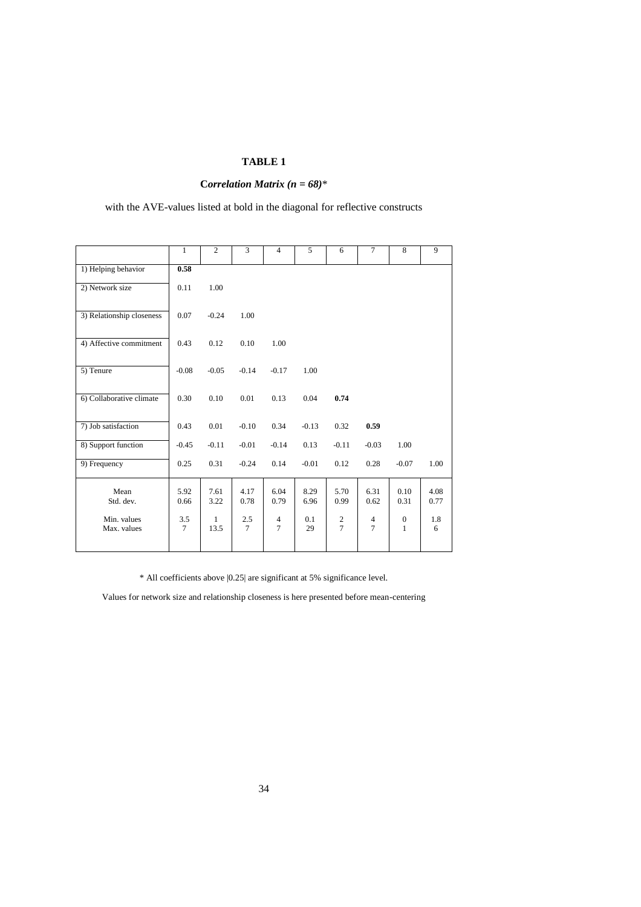# TABLE 1

**C*orrelation Matrix (n = 68)**\*

with the AVE-values listed at bold in the diagonal for reflective constructs

| | 1 | 2 | 3 | 4 | 5 | 6 | 7 | 8 | 9 |
|---|---|---|---|---|---|---|---|---|---|
| 1) Helping behavior | **0.58** | | | | | | | | |
| 2) Network size | 0.11 | 1.00 | | | | | | | |
| 3) Relationship closeness | 0.07 | -0.24 | 1.00 | | | | | | |
| 4) Affective commitment | 0.43 | 0.12 | 0.10 | 1.00 | | | | | |
| 5) Tenure | -0.08 | -0.05 | -0.14 | -0.17 | 1.00 | | | | |
| 6) Collaborative climate | 0.30 | 0.10 | 0.01 | 0.13 | 0.04 | **0.74** | | | |
| 7) Job satisfaction | 0.43 | 0.01 | -0.10 | 0.34 | -0.13 | 0.32 | **0.59** | | |
| 8) Support function | -0.45 | -0.11 | -0.01 | -0.14 | 0.13 | -0.11 | -0.03 | 1.00 | |
| 9) Frequency | 0.25 | 0.31 | -0.24 | 0.14 | -0.01 | 0.12 | 0.28 | -0.07 | 1.00 |
| Mean | 5.92 | 7.61 | 4.17 | 6.04 | 8.29 | 5.70 | 6.31 | 0.10 | 4.08 |
| Std. dev. | 0.66 | 3.22 | 0.78 | 0.79 | 6.96 | 0.99 | 0.62 | 0.31 | 0.77 |
| Min. values | 3.5 | 1 | 2.5 | 4 | 0.1 | 2 | 4 | 0 | 1.8 |
| Max. values | 7 | 13.5 | 7 | 7 | 29 | 7 | 7 | 1 | 6 |

\* All coefficients above |0.25| are significant at 5% significance level.

Values for network size and relationship closeness is here presented before mean-centering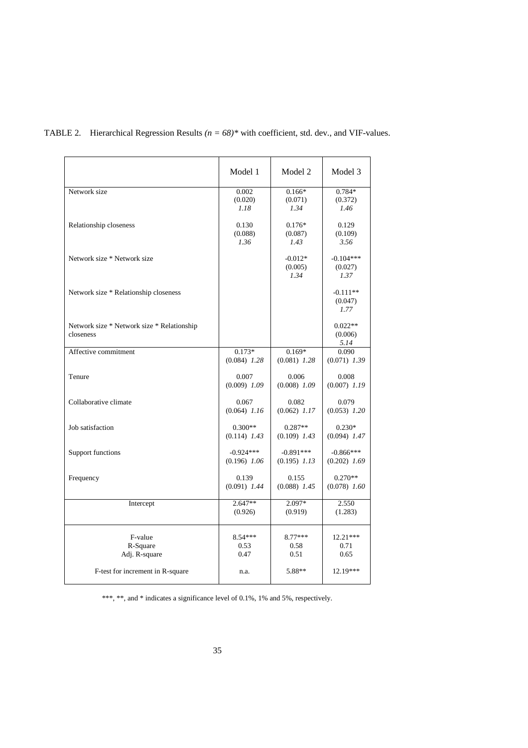TABLE 2. Hierarchical Regression Results *(n = 68)\** with coefficient, std. dev., and VIF-values.

| | Model 1 | Model 2 | Model 3 |
|---|---|---|---|
| Network size | 0.002<br>(0.020)<br>*1.18* | 0.166*<br>(0.071)<br>*1.34* | 0.784*<br>(0.372)<br>*1.46* |
| Relationship closeness | 0.130<br>(0.088)<br>*1.36* | 0.176*<br>(0.087)<br>*1.43* | 0.129<br>(0.109)<br>*3.56* |
| Network size * Network size | | -0.012*<br>(0.005)<br>*1.34* | -0.104***<br>(0.027)<br>*1.37* |
| Network size * Relationship closeness | | | -0.111**<br>(0.047)<br>*1.77* |
| Network size * Network size * Relationship closeness | | | 0.022**<br>(0.006)<br>*5.14* |
| Affective commitment | 0.173*<br>(0.084) *1.28* | 0.169*<br>(0.081) *1.28* | 0.090<br>(0.071) *1.39* |
| Tenure | 0.007<br>(0.009) *1.09* | 0.006<br>(0.008) *1.09* | 0.008<br>(0.007) *1.19* |
| Collaborative climate | 0.067<br>(0.064) *1.16* | 0.082<br>(0.062) *1.17* | 0.079<br>(0.053) *1.20* |
| Job satisfaction | 0.300**<br>(0.114) *1.43* | 0.287**<br>(0.109) *1.43* | 0.230*<br>(0.094) *1.47* |
| Support functions | -0.924***<br>(0.196) *1.06* | -0.891***<br>(0.195) *1.13* | -0.866***<br>(0.202) *1.69* |
| Frequency | 0.139<br>(0.091) *1.44* | 0.155<br>(0.088) *1.45* | 0.270**<br>(0.078) *1.60* |
| Intercept | 2.647**<br>(0.926) | 2.097*<br>(0.919) | 2.550<br>(1.283) |
| F-value | 8.54*** | 8.77*** | 12.21*** |
| R-Square | 0.53 | 0.58 | 0.71 |
| Adj. R-square | 0.47 | 0.51 | 0.65 |
| F-test for increment in R-square | n.a. | 5.88** | 12.19*** |

***, **, and * indicates a significance level of 0.1%, 1% and 5%, respectively.